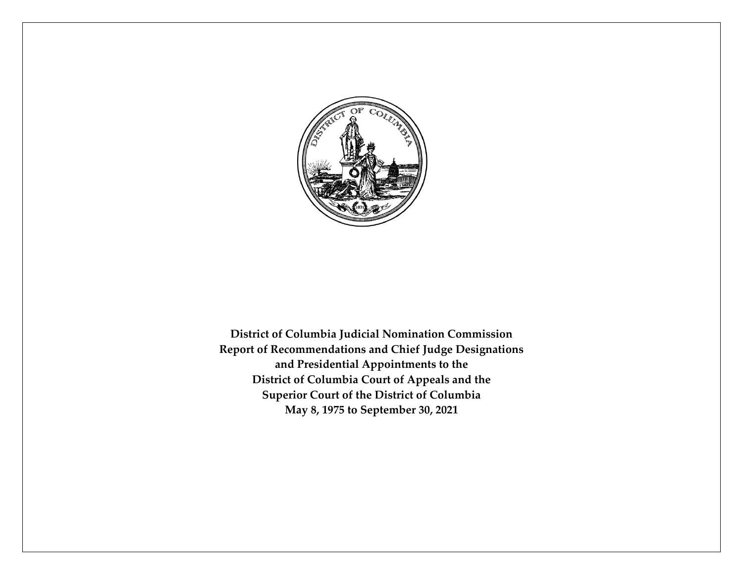**District of Columbia Judicial Nomination Commission**
**Report of Recommendations and Chief Judge Designations**
**and Presidential Appointments to the**
**District of Columbia Court of Appeals and the**
**Superior Court of the District of Columbia**
**May 8, 1975 to September 30, 2021**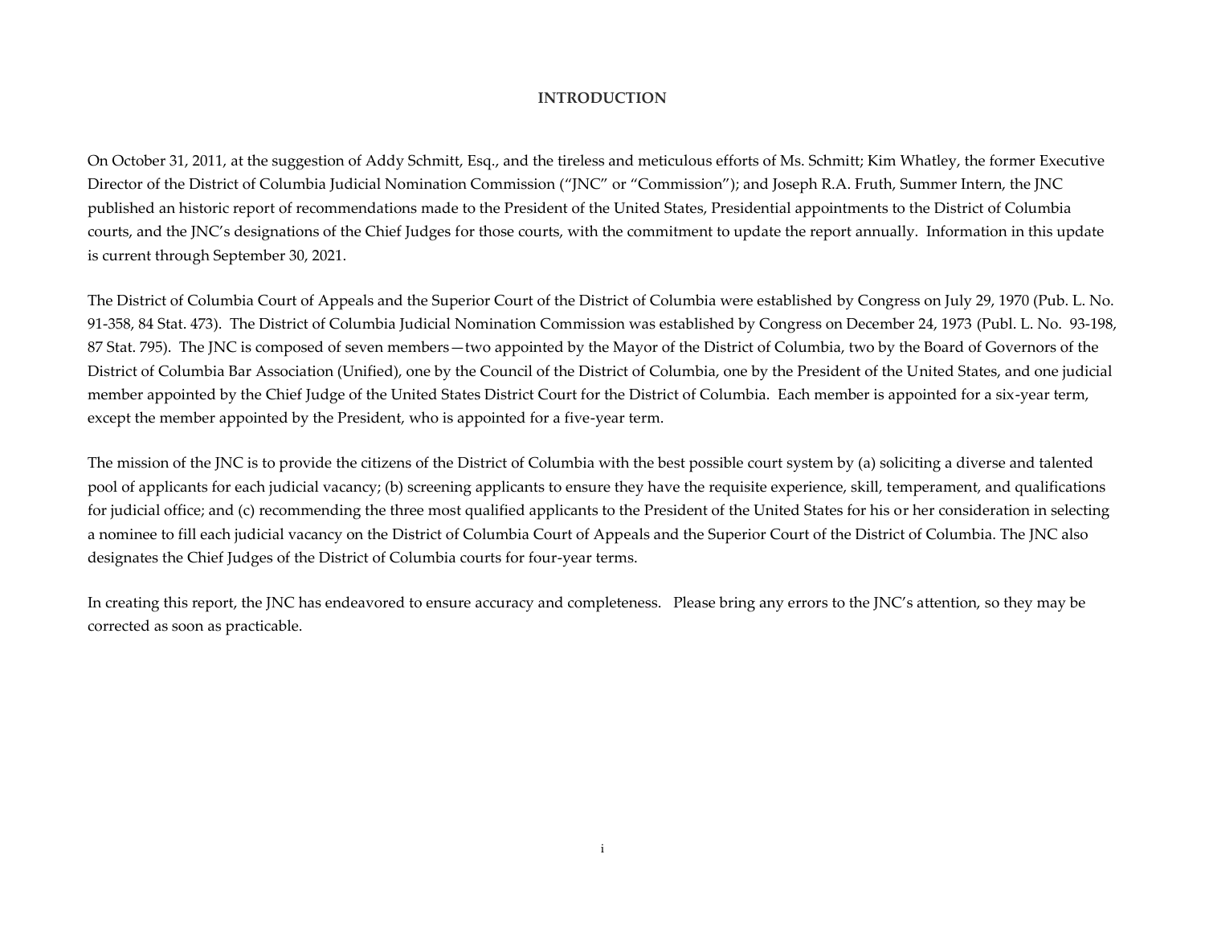# INTRODUCTION

On October 31, 2011, at the suggestion of Addy Schmitt, Esq., and the tireless and meticulous efforts of Ms. Schmitt; Kim Whatley, the former Executive Director of the District of Columbia Judicial Nomination Commission ("JNC" or "Commission"); and Joseph R.A. Fruth, Summer Intern, the JNC published an historic report of recommendations made to the President of the United States, Presidential appointments to the District of Columbia courts, and the JNC's designations of the Chief Judges for those courts, with the commitment to update the report annually. Information in this update is current through September 30, 2021.

The District of Columbia Court of Appeals and the Superior Court of the District of Columbia were established by Congress on July 29, 1970 (Pub. L. No. 91-358, 84 Stat. 473). The District of Columbia Judicial Nomination Commission was established by Congress on December 24, 1973 (Publ. L. No. 93-198, 87 Stat. 795). The JNC is composed of seven members—two appointed by the Mayor of the District of Columbia, two by the Board of Governors of the District of Columbia Bar Association (Unified), one by the Council of the District of Columbia, one by the President of the United States, and one judicial member appointed by the Chief Judge of the United States District Court for the District of Columbia. Each member is appointed for a six-year term, except the member appointed by the President, who is appointed for a five-year term.

The mission of the JNC is to provide the citizens of the District of Columbia with the best possible court system by (a) soliciting a diverse and talented pool of applicants for each judicial vacancy; (b) screening applicants to ensure they have the requisite experience, skill, temperament, and qualifications for judicial office; and (c) recommending the three most qualified applicants to the President of the United States for his or her consideration in selecting a nominee to fill each judicial vacancy on the District of Columbia Court of Appeals and the Superior Court of the District of Columbia. The JNC also designates the Chief Judges of the District of Columbia courts for four-year terms.

In creating this report, the JNC has endeavored to ensure accuracy and completeness. Please bring any errors to the JNC's attention, so they may be corrected as soon as practicable.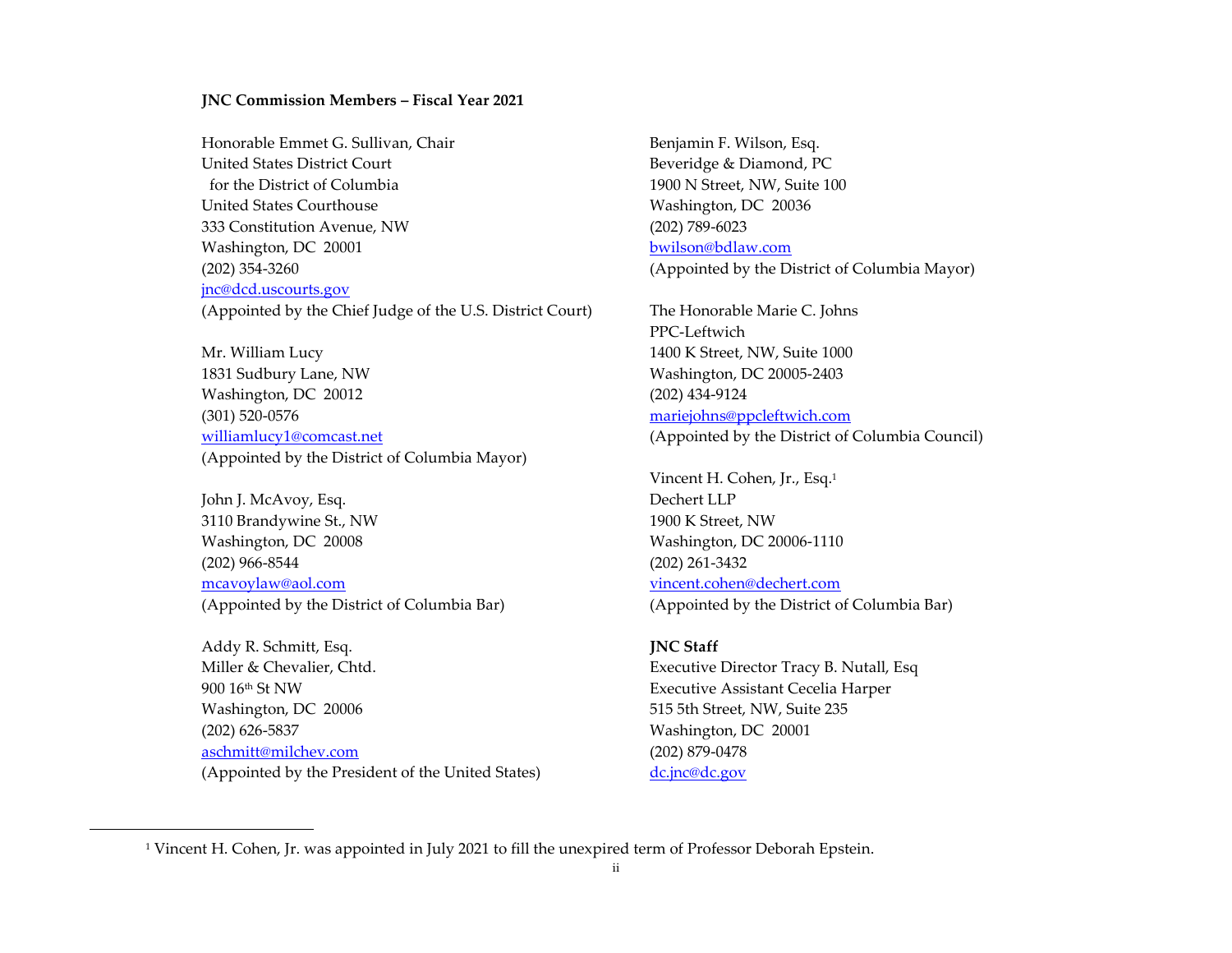**JNC Commission Members – Fiscal Year 2021**

Honorable Emmet G. Sullivan, Chair
United States District Court
for the District of Columbia
United States Courthouse
333 Constitution Avenue, NW
Washington, DC 20001
(202) 354-3260
jnc@dcd.uscourts.gov
(Appointed by the Chief Judge of the U.S. District Court)

Mr. William Lucy
1831 Sudbury Lane, NW
Washington, DC 20012
(301) 520-0576
williamlucy1@comcast.net
(Appointed by the District of Columbia Mayor)

John J. McAvoy, Esq.
3110 Brandywine St., NW
Washington, DC 20008
(202) 966-8544
mcavoylaw@aol.com
(Appointed by the District of Columbia Bar)

Addy R. Schmitt, Esq.
Miller & Chevalier, Chtd.
900 16th St NW
Washington, DC 20006
(202) 626-5837
aschmitt@milchev.com
(Appointed by the President of the United States)

Benjamin F. Wilson, Esq.
Beveridge & Diamond, PC
1900 N Street, NW, Suite 100
Washington, DC 20036
(202) 789-6023
bwilson@bdlaw.com
(Appointed by the District of Columbia Mayor)

The Honorable Marie C. Johns
PPC-Leftwich
1400 K Street, NW, Suite 1000
Washington, DC 20005-2403
(202) 434-9124
mariejohns@ppcleftwich.com
(Appointed by the District of Columbia Council)

Vincent H. Cohen, Jr., Esq.[1]
Dechert LLP
1900 K Street, NW
Washington, DC 20006-1110
(202) 261-3432
vincent.cohen@dechert.com
(Appointed by the District of Columbia Bar)

**JNC Staff**
Executive Director Tracy B. Nutall, Esq
Executive Assistant Cecelia Harper
515 5th Street, NW, Suite 235
Washington, DC 20001
(202) 879-0478
dc.jnc@dc.gov

[1] Vincent H. Cohen, Jr. was appointed in July 2021 to fill the unexpired term of Professor Deborah Epstein.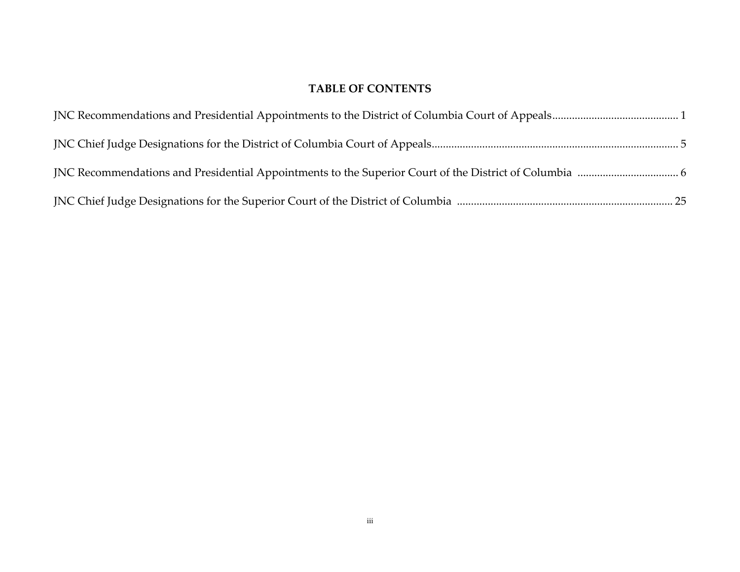# TABLE OF CONTENTS

JNC Recommendations and Presidential Appointments to the District of Columbia Court of Appeals ........ 1

JNC Chief Judge Designations for the District of Columbia Court of Appeals ........ 5

JNC Recommendations and Presidential Appointments to the Superior Court of the District of Columbia ........ 6

JNC Chief Judge Designations for the Superior Court of the District of Columbia ........ 25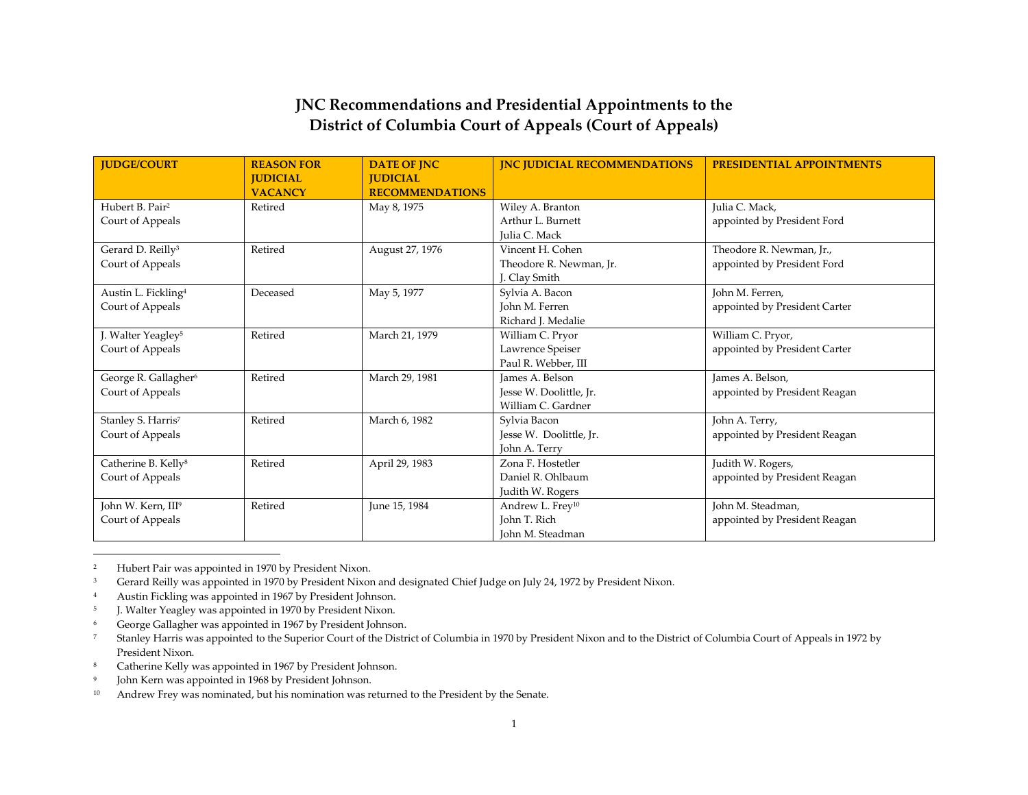# JNC Recommendations and Presidential Appointments to the District of Columbia Court of Appeals (Court of Appeals)

| JUDGE/COURT | REASON FOR JUDICIAL VACANCY | DATE OF JNC JUDICIAL RECOMMENDATIONS | JNC JUDICIAL RECOMMENDATIONS | PRESIDENTIAL APPOINTMENTS |
|---|---|---|---|---|
| Hubert B. Pair[2]<br>Court of Appeals | Retired | May 8, 1975 | Wiley A. Branton<br>Arthur L. Burnett<br>Julia C. Mack | Julia C. Mack,<br>appointed by President Ford |
| Gerard D. Reilly[3]<br>Court of Appeals | Retired | August 27, 1976 | Vincent H. Cohen<br>Theodore R. Newman, Jr.<br>J. Clay Smith | Theodore R. Newman, Jr.,<br>appointed by President Ford |
| Austin L. Fickling[4]<br>Court of Appeals | Deceased | May 5, 1977 | Sylvia A. Bacon<br>John M. Ferren<br>Richard J. Medalie | John M. Ferren,<br>appointed by President Carter |
| J. Walter Yeagley[5]<br>Court of Appeals | Retired | March 21, 1979 | William C. Pryor<br>Lawrence Speiser<br>Paul R. Webber, III | William C. Pryor,<br>appointed by President Carter |
| George R. Gallagher[6]<br>Court of Appeals | Retired | March 29, 1981 | James A. Belson<br>Jesse W. Doolittle, Jr.<br>William C. Gardner | James A. Belson,<br>appointed by President Reagan |
| Stanley S. Harris[7]<br>Court of Appeals | Retired | March 6, 1982 | Sylvia Bacon<br>Jesse W. Doolittle, Jr.<br>John A. Terry | John A. Terry,<br>appointed by President Reagan |
| Catherine B. Kelly[8]<br>Court of Appeals | Retired | April 29, 1983 | Zona F. Hostetler<br>Daniel R. Ohlbaum<br>Judith W. Rogers | Judith W. Rogers,<br>appointed by President Reagan |
| John W. Kern, III[9]<br>Court of Appeals | Retired | June 15, 1984 | Andrew L. Frey[10]<br>John T. Rich<br>John M. Steadman | John M. Steadman,<br>appointed by President Reagan |

---

[2] Hubert Pair was appointed in 1970 by President Nixon.

[3] Gerard Reilly was appointed in 1970 by President Nixon and designated Chief Judge on July 24, 1972 by President Nixon.

[4] Austin Fickling was appointed in 1967 by President Johnson.

[5] J. Walter Yeagley was appointed in 1970 by President Nixon.

[6] George Gallagher was appointed in 1967 by President Johnson.

[7] Stanley Harris was appointed to the Superior Court of the District of Columbia in 1970 by President Nixon and to the District of Columbia Court of Appeals in 1972 by President Nixon.

[8] Catherine Kelly was appointed in 1967 by President Johnson.

[9] John Kern was appointed in 1968 by President Johnson.

[10] Andrew Frey was nominated, but his nomination was returned to the President by the Senate.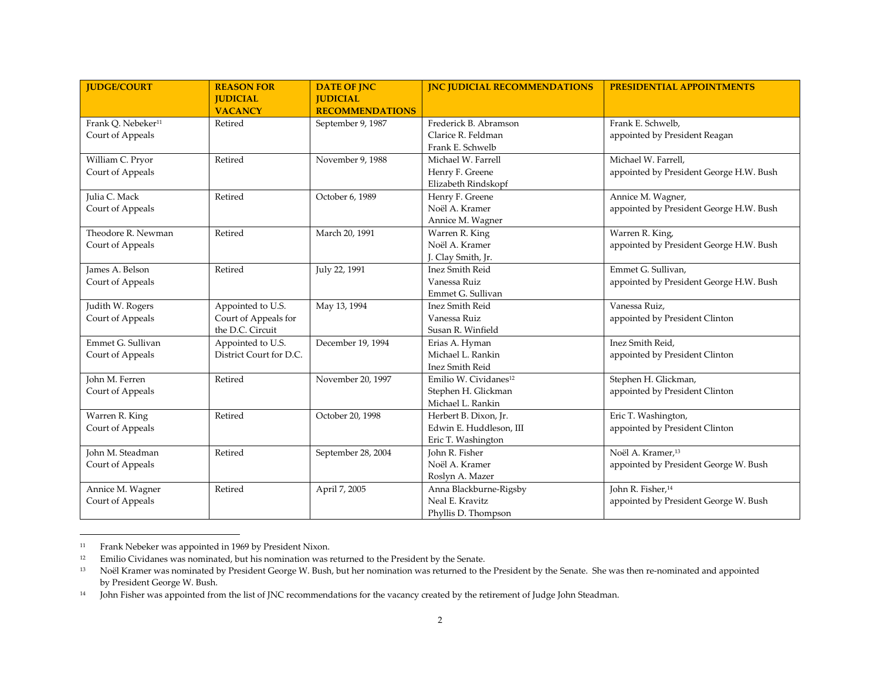| JUDGE/COURT | REASON FOR JUDICIAL VACANCY | DATE OF JNC JUDICIAL RECOMMENDATIONS | JNC JUDICIAL RECOMMENDATIONS | PRESIDENTIAL APPOINTMENTS |
|---|---|---|---|---|
| Frank Q. Nebeker[11] Court of Appeals | Retired | September 9, 1987 | Frederick B. Abramson<br>Clarice R. Feldman<br>Frank E. Schwelb | Frank E. Schwelb, appointed by President Reagan |
| William C. Pryor Court of Appeals | Retired | November 9, 1988 | Michael W. Farrell<br>Henry F. Greene<br>Elizabeth Rindskopf | Michael W. Farrell, appointed by President George H.W. Bush |
| Julia C. Mack Court of Appeals | Retired | October 6, 1989 | Henry F. Greene<br>Noël A. Kramer<br>Annice M. Wagner | Annice M. Wagner, appointed by President George H.W. Bush |
| Theodore R. Newman Court of Appeals | Retired | March 20, 1991 | Warren R. King<br>Noël A. Kramer<br>J. Clay Smith, Jr. | Warren R. King, appointed by President George H.W. Bush |
| James A. Belson Court of Appeals | Retired | July 22, 1991 | Inez Smith Reid<br>Vanessa Ruiz<br>Emmet G. Sullivan | Emmet G. Sullivan, appointed by President George H.W. Bush |
| Judith W. Rogers Court of Appeals | Appointed to U.S. Court of Appeals for the D.C. Circuit | May 13, 1994 | Inez Smith Reid<br>Vanessa Ruiz<br>Susan R. Winfield | Vanessa Ruiz, appointed by President Clinton |
| Emmet G. Sullivan Court of Appeals | Appointed to U.S. District Court for D.C. | December 19, 1994 | Erias A. Hyman<br>Michael L. Rankin<br>Inez Smith Reid | Inez Smith Reid, appointed by President Clinton |
| John M. Ferren Court of Appeals | Retired | November 20, 1997 | Emilio W. Cividanes[12]<br>Stephen H. Glickman<br>Michael L. Rankin | Stephen H. Glickman, appointed by President Clinton |
| Warren R. King Court of Appeals | Retired | October 20, 1998 | Herbert B. Dixon, Jr.<br>Edwin E. Huddleson, III<br>Eric T. Washington | Eric T. Washington, appointed by President Clinton |
| John M. Steadman Court of Appeals | Retired | September 28, 2004 | John R. Fisher<br>Noël A. Kramer<br>Roslyn A. Mazer | Noël A. Kramer,[13] appointed by President George W. Bush |
| Annice M. Wagner Court of Appeals | Retired | April 7, 2005 | Anna Blackburne-Rigsby<br>Neal E. Kravitz<br>Phyllis D. Thompson | John R. Fisher,[14] appointed by President George W. Bush |

[11] Frank Nebeker was appointed in 1969 by President Nixon.

[12] Emilio Cividanes was nominated, but his nomination was returned to the President by the Senate.

[13] Noël Kramer was nominated by President George W. Bush, but her nomination was returned to the President by the Senate. She was then re-nominated and appointed by President George W. Bush.

[14] John Fisher was appointed from the list of JNC recommendations for the vacancy created by the retirement of Judge John Steadman.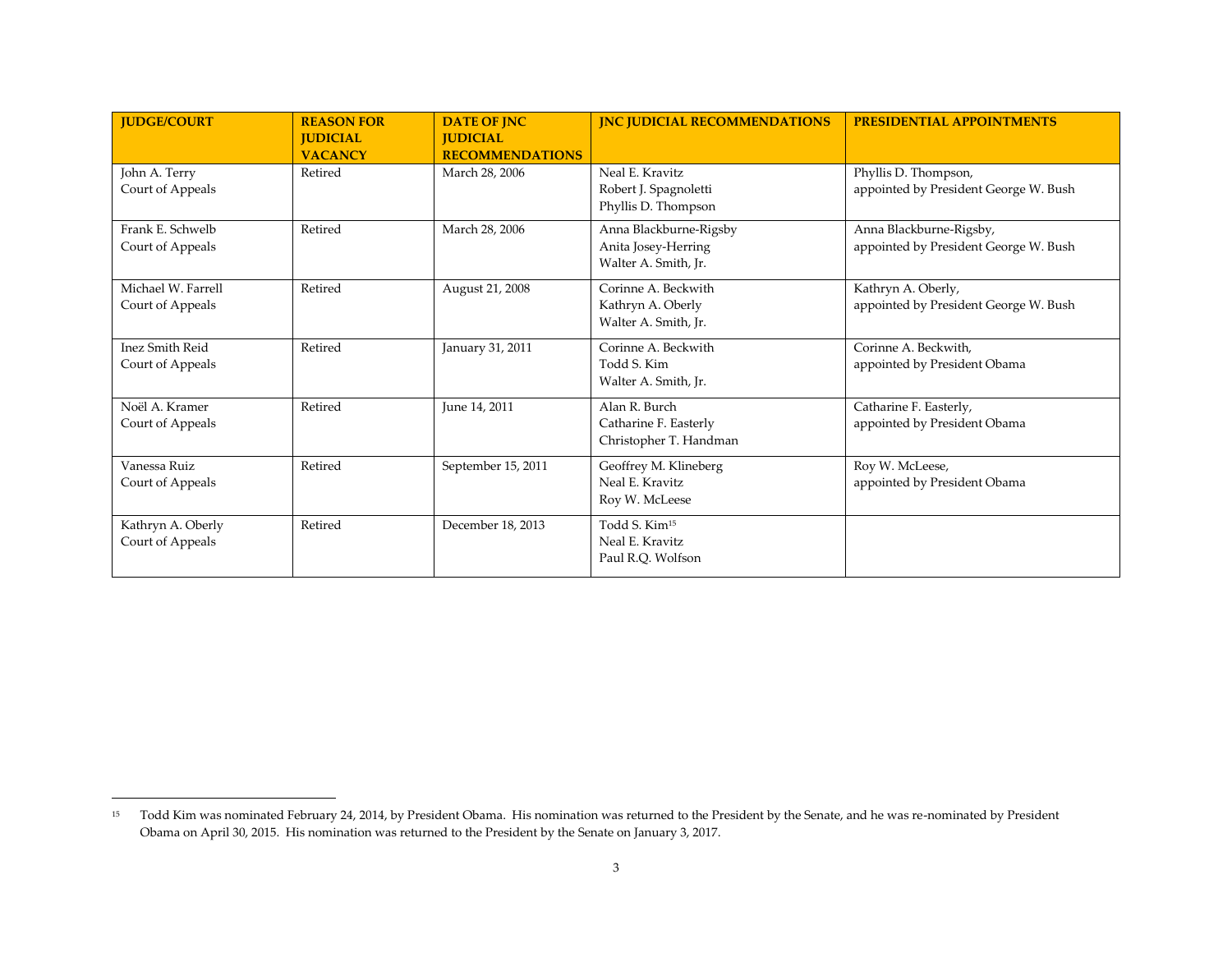| JUDGE/COURT | REASON FOR JUDICIAL VACANCY | DATE OF JNC JUDICIAL RECOMMENDATIONS | JNC JUDICIAL RECOMMENDATIONS | PRESIDENTIAL APPOINTMENTS |
|---|---|---|---|---|
| John A. Terry<br>Court of Appeals | Retired | March 28, 2006 | Neal E. Kravitz<br>Robert J. Spagnoletti<br>Phyllis D. Thompson | Phyllis D. Thompson,<br>appointed by President George W. Bush |
| Frank E. Schwelb<br>Court of Appeals | Retired | March 28, 2006 | Anna Blackburne-Rigsby<br>Anita Josey-Herring<br>Walter A. Smith, Jr. | Anna Blackburne-Rigsby,<br>appointed by President George W. Bush |
| Michael W. Farrell<br>Court of Appeals | Retired | August 21, 2008 | Corinne A. Beckwith<br>Kathryn A. Oberly<br>Walter A. Smith, Jr. | Kathryn A. Oberly,<br>appointed by President George W. Bush |
| Inez Smith Reid<br>Court of Appeals | Retired | January 31, 2011 | Corinne A. Beckwith<br>Todd S. Kim<br>Walter A. Smith, Jr. | Corinne A. Beckwith,<br>appointed by President Obama |
| Noël A. Kramer<br>Court of Appeals | Retired | June 14, 2011 | Alan R. Burch<br>Catharine F. Easterly<br>Christopher T. Handman | Catharine F. Easterly,<br>appointed by President Obama |
| Vanessa Ruiz<br>Court of Appeals | Retired | September 15, 2011 | Geoffrey M. Klineberg<br>Neal E. Kravitz<br>Roy W. McLeese | Roy W. McLeese,<br>appointed by President Obama |
| Kathryn A. Oberly<br>Court of Appeals | Retired | December 18, 2013 | Todd S. Kim[15]<br>Neal E. Kravitz<br>Paul R.Q. Wolfson | |

[15] Todd Kim was nominated February 24, 2014, by President Obama. His nomination was returned to the President by the Senate, and he was re-nominated by President Obama on April 30, 2015. His nomination was returned to the President by the Senate on January 3, 2017.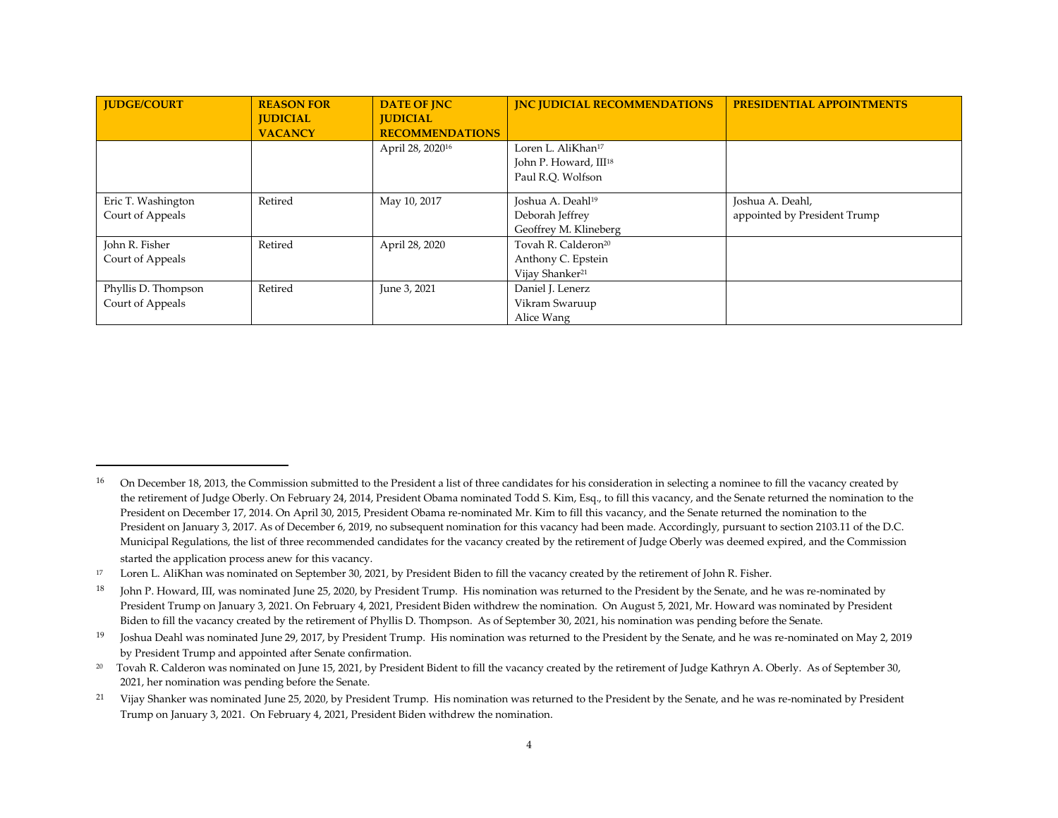| JUDGE/COURT | REASON FOR JUDICIAL VACANCY | DATE OF JNC JUDICIAL RECOMMENDATIONS | JNC JUDICIAL RECOMMENDATIONS | PRESIDENTIAL APPOINTMENTS |
|---|---|---|---|---|
| | | April 28, 2020[16] | Loren L. AliKhan[17]<br>John P. Howard, III[18]<br>Paul R.Q. Wolfson | |
| Eric T. Washington<br>Court of Appeals | Retired | May 10, 2017 | Joshua A. Deahl[19]<br>Deborah Jeffrey<br>Geoffrey M. Klineberg | Joshua A. Deahl,<br>appointed by President Trump |
| John R. Fisher<br>Court of Appeals | Retired | April 28, 2020 | Tovah R. Calderon[20]<br>Anthony C. Epstein<br>Vijay Shanker[21] | |
| Phyllis D. Thompson<br>Court of Appeals | Retired | June 3, 2021 | Daniel J. Lenerz<br>Vikram Swaruup<br>Alice Wang | |

---

[16] On December 18, 2013, the Commission submitted to the President a list of three candidates for his consideration in selecting a nominee to fill the vacancy created by the retirement of Judge Oberly. On February 24, 2014, President Obama nominated Todd S. Kim, Esq., to fill this vacancy, and the Senate returned the nomination to the President on December 17, 2014. On April 30, 2015, President Obama re-nominated Mr. Kim to fill this vacancy, and the Senate returned the nomination to the President on January 3, 2017. As of December 6, 2019, no subsequent nomination for this vacancy had been made. Accordingly, pursuant to section 2103.11 of the D.C. Municipal Regulations, the list of three recommended candidates for the vacancy created by the retirement of Judge Oberly was deemed expired, and the Commission started the application process anew for this vacancy.

[17] Loren L. AliKhan was nominated on September 30, 2021, by President Biden to fill the vacancy created by the retirement of John R. Fisher.

[18] John P. Howard, III, was nominated June 25, 2020, by President Trump. His nomination was returned to the President by the Senate, and he was re-nominated by President Trump on January 3, 2021. On February 4, 2021, President Biden withdrew the nomination. On August 5, 2021, Mr. Howard was nominated by President Biden to fill the vacancy created by the retirement of Phyllis D. Thompson. As of September 30, 2021, his nomination was pending before the Senate.

[19] Joshua Deahl was nominated June 29, 2017, by President Trump. His nomination was returned to the President by the Senate, and he was re-nominated on May 2, 2019 by President Trump and appointed after Senate confirmation.

[20] Tovah R. Calderon was nominated on June 15, 2021, by President Bident to fill the vacancy created by the retirement of Judge Kathryn A. Oberly. As of September 30, 2021, her nomination was pending before the Senate.

[21] Vijay Shanker was nominated June 25, 2020, by President Trump. His nomination was returned to the President by the Senate, and he was re-nominated by President Trump on January 3, 2021. On February 4, 2021, President Biden withdrew the nomination.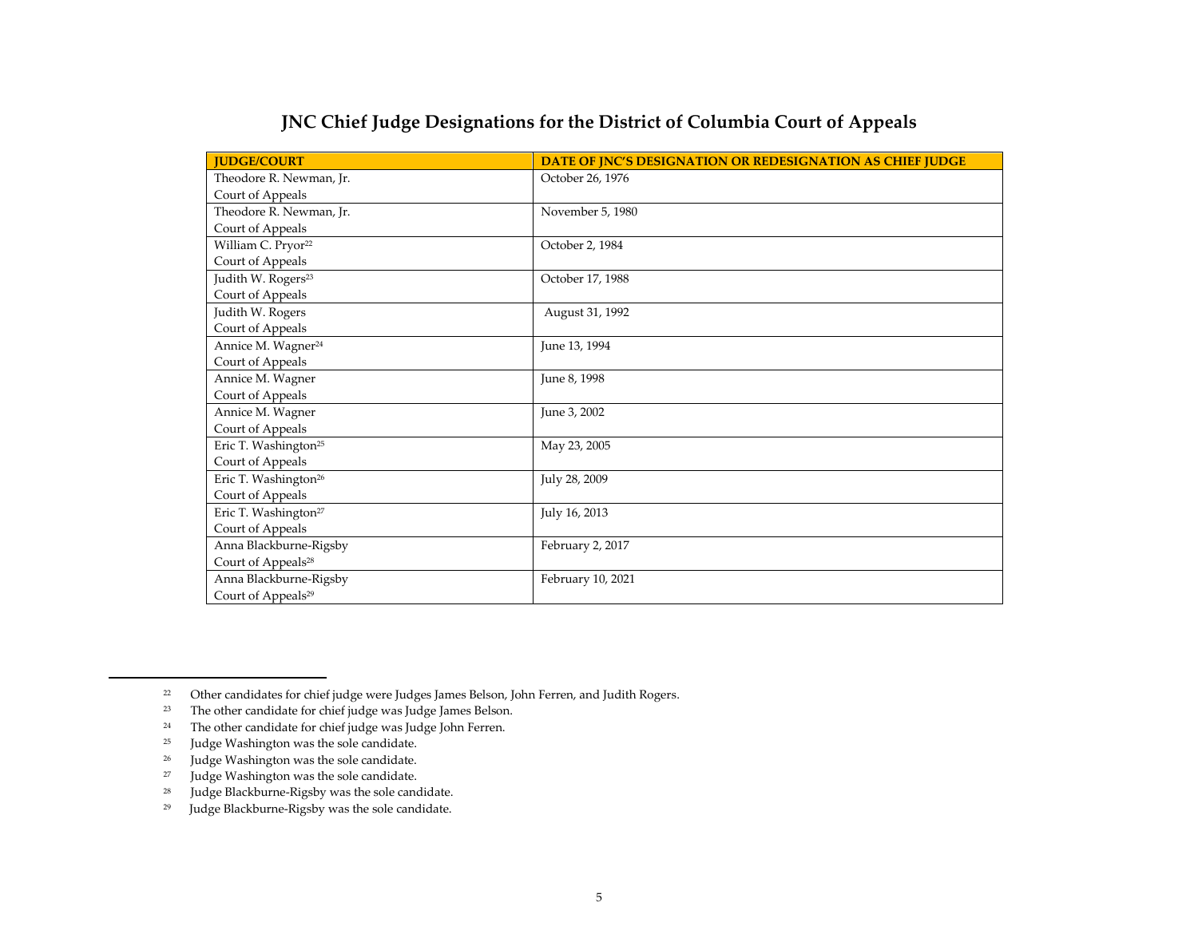# JNC Chief Judge Designations for the District of Columbia Court of Appeals

| JUDGE/COURT | DATE OF JNC'S DESIGNATION OR REDESIGNATION AS CHIEF JUDGE |
|---|---|
| Theodore R. Newman, Jr.<br>Court of Appeals | October 26, 1976 |
| Theodore R. Newman, Jr.<br>Court of Appeals | November 5, 1980 |
| William C. Pryor[22]<br>Court of Appeals | October 2, 1984 |
| Judith W. Rogers[23]<br>Court of Appeals | October 17, 1988 |
| Judith W. Rogers<br>Court of Appeals | August 31, 1992 |
| Annice M. Wagner[24]<br>Court of Appeals | June 13, 1994 |
| Annice M. Wagner<br>Court of Appeals | June 8, 1998 |
| Annice M. Wagner<br>Court of Appeals | June 3, 2002 |
| Eric T. Washington[25]<br>Court of Appeals | May 23, 2005 |
| Eric T. Washington[26]<br>Court of Appeals | July 28, 2009 |
| Eric T. Washington[27]<br>Court of Appeals | July 16, 2013 |
| Anna Blackburne-Rigsby<br>Court of Appeals[28] | February 2, 2017 |
| Anna Blackburne-Rigsby<br>Court of Appeals[29] | February 10, 2021 |

---

[22] Other candidates for chief judge were Judges James Belson, John Ferren, and Judith Rogers.

[23] The other candidate for chief judge was Judge James Belson.

[24] The other candidate for chief judge was Judge John Ferren.

[25] Judge Washington was the sole candidate.

[26] Judge Washington was the sole candidate.

[27] Judge Washington was the sole candidate.

[28] Judge Blackburne-Rigsby was the sole candidate.

[29] Judge Blackburne-Rigsby was the sole candidate.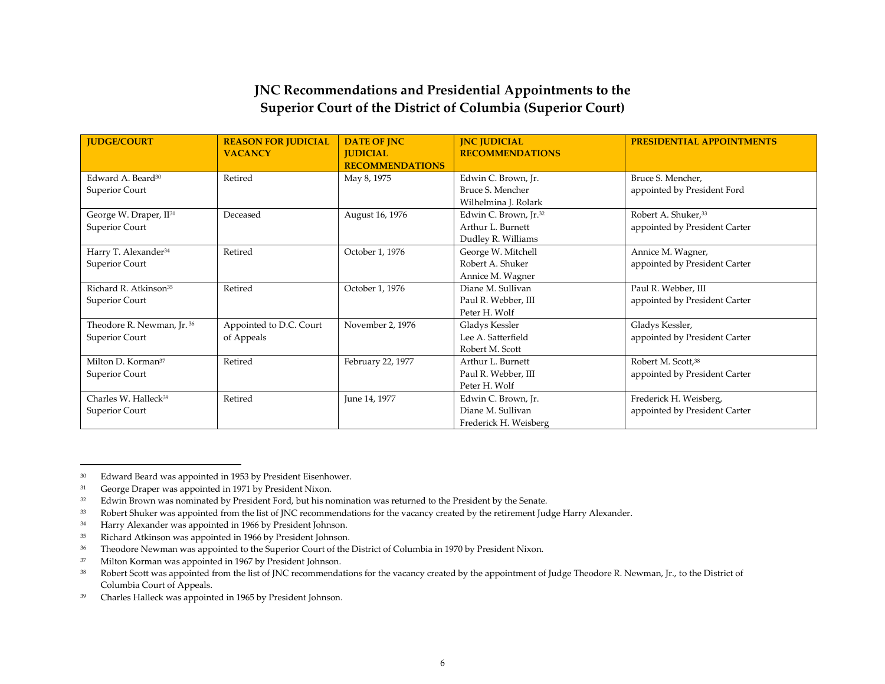## JNC Recommendations and Presidential Appointments to the Superior Court of the District of Columbia (Superior Court)

| JUDGE/COURT | REASON FOR JUDICIAL VACANCY | DATE OF JNC JUDICIAL RECOMMENDATIONS | JNC JUDICIAL RECOMMENDATIONS | PRESIDENTIAL APPOINTMENTS |
|---|---|---|---|---|
| Edward A. Beard[30]<br>Superior Court | Retired | May 8, 1975 | Edwin C. Brown, Jr.<br>Bruce S. Mencher<br>Wilhelmina J. Rolark | Bruce S. Mencher,<br>appointed by President Ford |
| George W. Draper, II[31]<br>Superior Court | Deceased | August 16, 1976 | Edwin C. Brown, Jr.[32]<br>Arthur L. Burnett<br>Dudley R. Williams | Robert A. Shuker,[33]<br>appointed by President Carter |
| Harry T. Alexander[34]<br>Superior Court | Retired | October 1, 1976 | George W. Mitchell<br>Robert A. Shuker<br>Annice M. Wagner | Annice M. Wagner,<br>appointed by President Carter |
| Richard R. Atkinson[35]<br>Superior Court | Retired | October 1, 1976 | Diane M. Sullivan<br>Paul R. Webber, III<br>Peter H. Wolf | Paul R. Webber, III<br>appointed by President Carter |
| Theodore R. Newman, Jr.[36]<br>Superior Court | Appointed to D.C. Court of Appeals | November 2, 1976 | Gladys Kessler<br>Lee A. Satterfield<br>Robert M. Scott | Gladys Kessler,<br>appointed by President Carter |
| Milton D. Korman[37]<br>Superior Court | Retired | February 22, 1977 | Arthur L. Burnett<br>Paul R. Webber, III<br>Peter H. Wolf | Robert M. Scott,[38]<br>appointed by President Carter |
| Charles W. Halleck[39]<br>Superior Court | Retired | June 14, 1977 | Edwin C. Brown, Jr.<br>Diane M. Sullivan<br>Frederick H. Weisberg | Frederick H. Weisberg,<br>appointed by President Carter |

---

[30] Edward Beard was appointed in 1953 by President Eisenhower.

[31] George Draper was appointed in 1971 by President Nixon.

[32] Edwin Brown was nominated by President Ford, but his nomination was returned to the President by the Senate.

[33] Robert Shuker was appointed from the list of JNC recommendations for the vacancy created by the retirement Judge Harry Alexander.

[34] Harry Alexander was appointed in 1966 by President Johnson.

[35] Richard Atkinson was appointed in 1966 by President Johnson.

[36] Theodore Newman was appointed to the Superior Court of the District of Columbia in 1970 by President Nixon.

[37] Milton Korman was appointed in 1967 by President Johnson.

[38] Robert Scott was appointed from the list of JNC recommendations for the vacancy created by the appointment of Judge Theodore R. Newman, Jr., to the District of Columbia Court of Appeals.

[39] Charles Halleck was appointed in 1965 by President Johnson.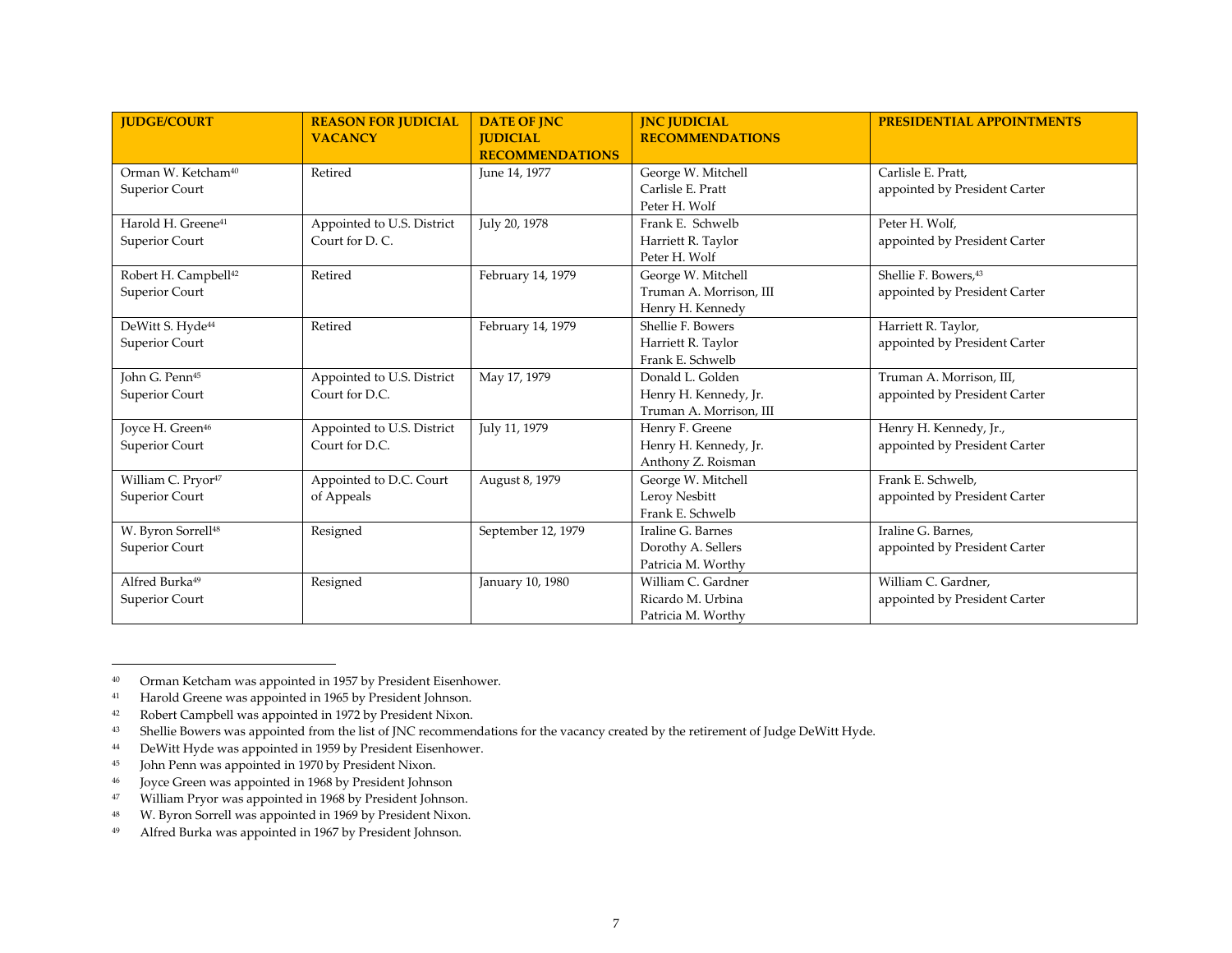| JUDGE/COURT | REASON FOR JUDICIAL VACANCY | DATE OF JNC JUDICIAL RECOMMENDATIONS | JNC JUDICIAL RECOMMENDATIONS | PRESIDENTIAL APPOINTMENTS |
|---|---|---|---|---|
| Orman W. Ketcham[40]<br>Superior Court | Retired | June 14, 1977 | George W. Mitchell<br>Carlisle E. Pratt<br>Peter H. Wolf | Carlisle E. Pratt,<br>appointed by President Carter |
| Harold H. Greene[41]<br>Superior Court | Appointed to U.S. District Court for D. C. | July 20, 1978 | Frank E. Schwelb<br>Harriett R. Taylor<br>Peter H. Wolf | Peter H. Wolf,<br>appointed by President Carter |
| Robert H. Campbell[42]<br>Superior Court | Retired | February 14, 1979 | George W. Mitchell<br>Truman A. Morrison, III<br>Henry H. Kennedy | Shellie F. Bowers,[43]<br>appointed by President Carter |
| DeWitt S. Hyde[44]<br>Superior Court | Retired | February 14, 1979 | Shellie F. Bowers<br>Harriett R. Taylor<br>Frank E. Schwelb | Harriett R. Taylor,<br>appointed by President Carter |
| John G. Penn[45]<br>Superior Court | Appointed to U.S. District Court for D.C. | May 17, 1979 | Donald L. Golden<br>Henry H. Kennedy, Jr.<br>Truman A. Morrison, III | Truman A. Morrison, III,<br>appointed by President Carter |
| Joyce H. Green[46]<br>Superior Court | Appointed to U.S. District Court for D.C. | July 11, 1979 | Henry F. Greene<br>Henry H. Kennedy, Jr.<br>Anthony Z. Roisman | Henry H. Kennedy, Jr.,<br>appointed by President Carter |
| William C. Pryor[47]<br>Superior Court | Appointed to D.C. Court of Appeals | August 8, 1979 | George W. Mitchell<br>Leroy Nesbitt<br>Frank E. Schwelb | Frank E. Schwelb,<br>appointed by President Carter |
| W. Byron Sorrell[48]<br>Superior Court | Resigned | September 12, 1979 | Iraline G. Barnes<br>Dorothy A. Sellers<br>Patricia M. Worthy | Iraline G. Barnes,<br>appointed by President Carter |
| Alfred Burka[49]<br>Superior Court | Resigned | January 10, 1980 | William C. Gardner<br>Ricardo M. Urbina<br>Patricia M. Worthy | William C. Gardner,<br>appointed by President Carter |

[40] Orman Ketcham was appointed in 1957 by President Eisenhower.

[41] Harold Greene was appointed in 1965 by President Johnson.

[42] Robert Campbell was appointed in 1972 by President Nixon.

[43] Shellie Bowers was appointed from the list of JNC recommendations for the vacancy created by the retirement of Judge DeWitt Hyde.

[44] DeWitt Hyde was appointed in 1959 by President Eisenhower.

[45] John Penn was appointed in 1970 by President Nixon.

[46] Joyce Green was appointed in 1968 by President Johnson

[47] William Pryor was appointed in 1968 by President Johnson.

[48] W. Byron Sorrell was appointed in 1969 by President Nixon.

[49] Alfred Burka was appointed in 1967 by President Johnson.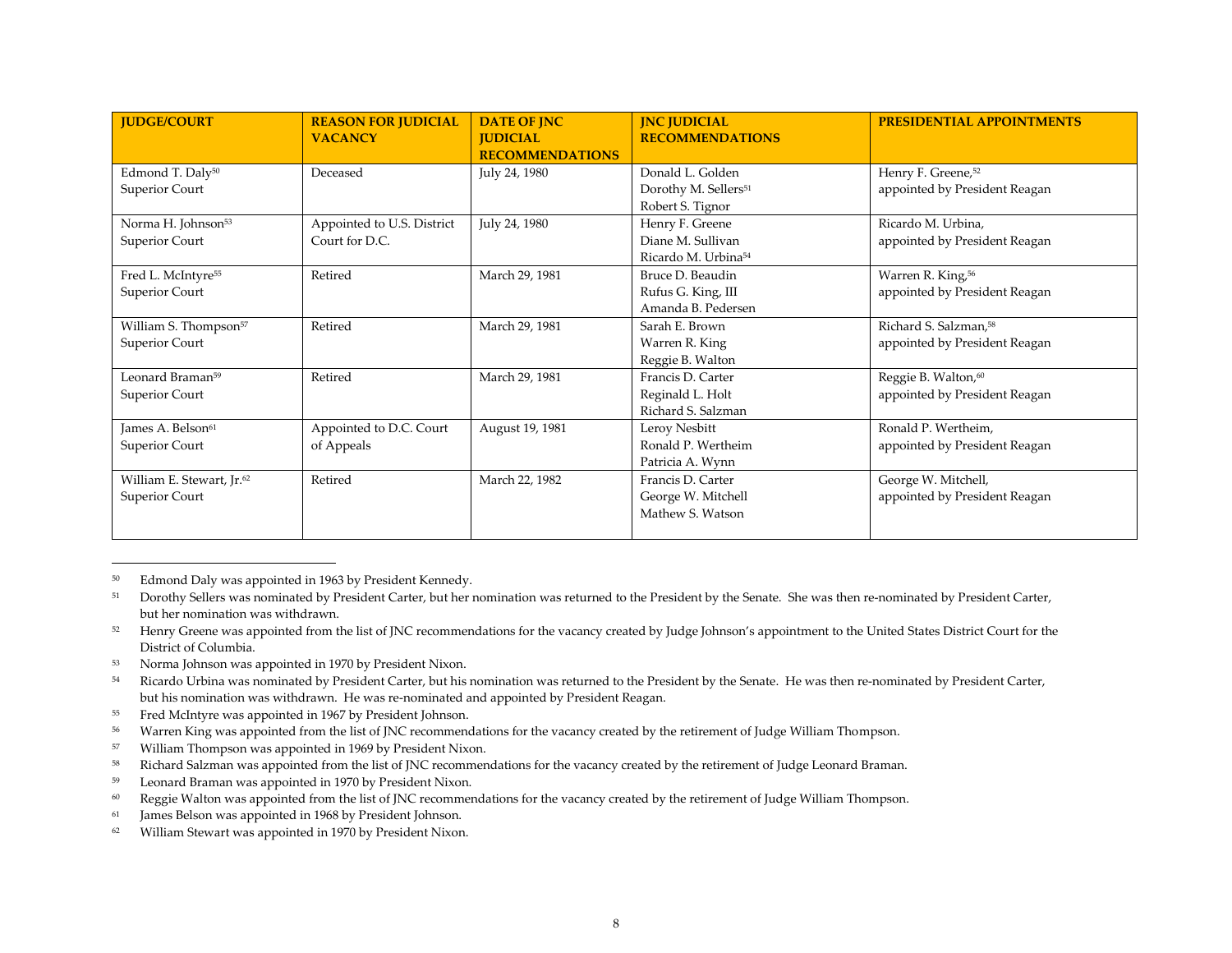| JUDGE/COURT | REASON FOR JUDICIAL VACANCY | DATE OF JNC JUDICIAL RECOMMENDATIONS | JNC JUDICIAL RECOMMENDATIONS | PRESIDENTIAL APPOINTMENTS |
|---|---|---|---|---|
| Edmond T. Daly[50] Superior Court | Deceased | July 24, 1980 | Donald L. Golden<br>Dorothy M. Sellers[51]<br>Robert S. Tignor | Henry F. Greene,[52] appointed by President Reagan |
| Norma H. Johnson[53] Superior Court | Appointed to U.S. District Court for D.C. | July 24, 1980 | Henry F. Greene<br>Diane M. Sullivan<br>Ricardo M. Urbina[54] | Ricardo M. Urbina, appointed by President Reagan |
| Fred L. McIntyre[55] Superior Court | Retired | March 29, 1981 | Bruce D. Beaudin<br>Rufus G. King, III<br>Amanda B. Pedersen | Warren R. King,[56] appointed by President Reagan |
| William S. Thompson[57] Superior Court | Retired | March 29, 1981 | Sarah E. Brown<br>Warren R. King<br>Reggie B. Walton | Richard S. Salzman,[58] appointed by President Reagan |
| Leonard Braman[59] Superior Court | Retired | March 29, 1981 | Francis D. Carter<br>Reginald L. Holt<br>Richard S. Salzman | Reggie B. Walton,[60] appointed by President Reagan |
| James A. Belson[61] Superior Court | Appointed to D.C. Court of Appeals | August 19, 1981 | Leroy Nesbitt<br>Ronald P. Wertheim<br>Patricia A. Wynn | Ronald P. Wertheim, appointed by President Reagan |
| William E. Stewart, Jr.[62] Superior Court | Retired | March 22, 1982 | Francis D. Carter<br>George W. Mitchell<br>Mathew S. Watson | George W. Mitchell, appointed by President Reagan |

[50] Edmond Daly was appointed in 1963 by President Kennedy.

[51] Dorothy Sellers was nominated by President Carter, but her nomination was returned to the President by the Senate. She was then re-nominated by President Carter, but her nomination was withdrawn.

[52] Henry Greene was appointed from the list of JNC recommendations for the vacancy created by Judge Johnson's appointment to the United States District Court for the District of Columbia.

[53] Norma Johnson was appointed in 1970 by President Nixon.

[54] Ricardo Urbina was nominated by President Carter, but his nomination was returned to the President by the Senate. He was then re-nominated by President Carter, but his nomination was withdrawn. He was re-nominated and appointed by President Reagan.

[55] Fred McIntyre was appointed in 1967 by President Johnson.

[56] Warren King was appointed from the list of JNC recommendations for the vacancy created by the retirement of Judge William Thompson.

[57] William Thompson was appointed in 1969 by President Nixon.

[58] Richard Salzman was appointed from the list of JNC recommendations for the vacancy created by the retirement of Judge Leonard Braman.

[59] Leonard Braman was appointed in 1970 by President Nixon.

[60] Reggie Walton was appointed from the list of JNC recommendations for the vacancy created by the retirement of Judge William Thompson.

[61] James Belson was appointed in 1968 by President Johnson.

[62] William Stewart was appointed in 1970 by President Nixon.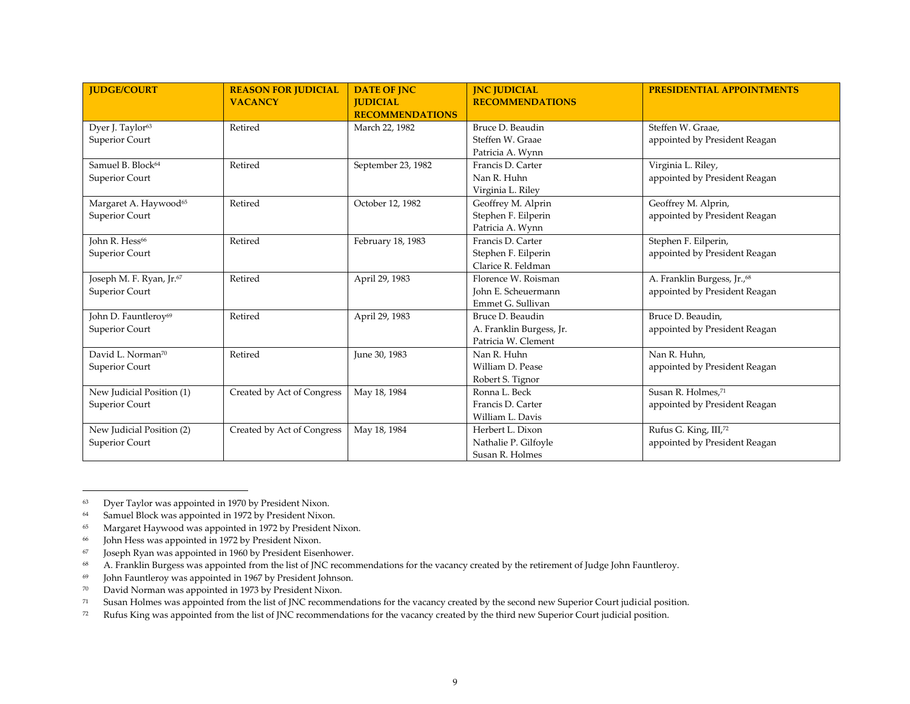| JUDGE/COURT | REASON FOR JUDICIAL VACANCY | DATE OF JNC JUDICIAL RECOMMENDATIONS | JNC JUDICIAL RECOMMENDATIONS | PRESIDENTIAL APPOINTMENTS |
| --- | --- | --- | --- | --- |
| Dyer J. Taylor[63]<br>Superior Court | Retired | March 22, 1982 | Bruce D. Beaudin<br>Steffen W. Graae<br>Patricia A. Wynn | Steffen W. Graae,<br>appointed by President Reagan |
| Samuel B. Block[64]<br>Superior Court | Retired | September 23, 1982 | Francis D. Carter<br>Nan R. Huhn<br>Virginia L. Riley | Virginia L. Riley,<br>appointed by President Reagan |
| Margaret A. Haywood[65]<br>Superior Court | Retired | October 12, 1982 | Geoffrey M. Alprin<br>Stephen F. Eilperin<br>Patricia A. Wynn | Geoffrey M. Alprin,<br>appointed by President Reagan |
| John R. Hess[66]<br>Superior Court | Retired | February 18, 1983 | Francis D. Carter<br>Stephen F. Eilperin<br>Clarice R. Feldman | Stephen F. Eilperin,<br>appointed by President Reagan |
| Joseph M. F. Ryan, Jr.[67]<br>Superior Court | Retired | April 29, 1983 | Florence W. Roisman<br>John E. Scheuermann<br>Emmet G. Sullivan | A. Franklin Burgess, Jr.,[68]<br>appointed by President Reagan |
| John D. Fauntleroy[69]<br>Superior Court | Retired | April 29, 1983 | Bruce D. Beaudin<br>A. Franklin Burgess, Jr.<br>Patricia W. Clement | Bruce D. Beaudin,<br>appointed by President Reagan |
| David L. Norman[70]<br>Superior Court | Retired | June 30, 1983 | Nan R. Huhn<br>William D. Pease<br>Robert S. Tignor | Nan R. Huhn,<br>appointed by President Reagan |
| New Judicial Position (1)<br>Superior Court | Created by Act of Congress | May 18, 1984 | Ronna L. Beck<br>Francis D. Carter<br>William L. Davis | Susan R. Holmes,[71]<br>appointed by President Reagan |
| New Judicial Position (2)<br>Superior Court | Created by Act of Congress | May 18, 1984 | Herbert L. Dixon<br>Nathalie P. Gilfoyle<br>Susan R. Holmes | Rufus G. King, III,[72]<br>appointed by President Reagan |

[63] Dyer Taylor was appointed in 1970 by President Nixon.
[64] Samuel Block was appointed in 1972 by President Nixon.
[65] Margaret Haywood was appointed in 1972 by President Nixon.
[66] John Hess was appointed in 1972 by President Nixon.
[67] Joseph Ryan was appointed in 1960 by President Eisenhower.
[68] A. Franklin Burgess was appointed from the list of JNC recommendations for the vacancy created by the retirement of Judge John Fauntleroy.
[69] John Fauntleroy was appointed in 1967 by President Johnson.
[70] David Norman was appointed in 1973 by President Nixon.
[71] Susan Holmes was appointed from the list of JNC recommendations for the vacancy created by the second new Superior Court judicial position.
[72] Rufus King was appointed from the list of JNC recommendations for the vacancy created by the third new Superior Court judicial position.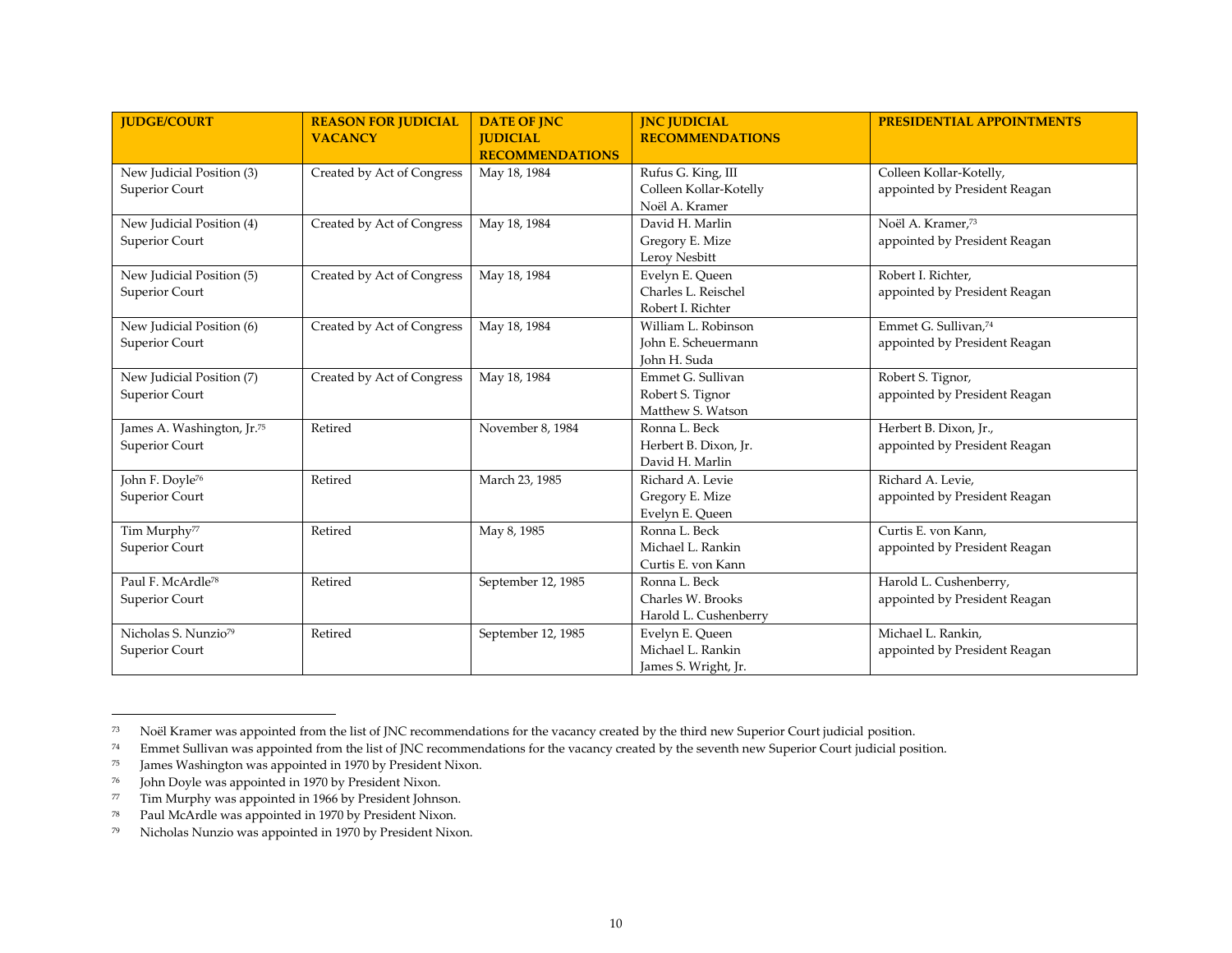| JUDGE/COURT | REASON FOR JUDICIAL VACANCY | DATE OF JNC JUDICIAL RECOMMENDATIONS | JNC JUDICIAL RECOMMENDATIONS | PRESIDENTIAL APPOINTMENTS |
|---|---|---|---|---|
| New Judicial Position (3) Superior Court | Created by Act of Congress | May 18, 1984 | Rufus G. King, III<br>Colleen Kollar-Kotelly<br>Noël A. Kramer | Colleen Kollar-Kotelly, appointed by President Reagan |
| New Judicial Position (4) Superior Court | Created by Act of Congress | May 18, 1984 | David H. Marlin<br>Gregory E. Mize<br>Leroy Nesbitt | Noël A. Kramer,[73] appointed by President Reagan |
| New Judicial Position (5) Superior Court | Created by Act of Congress | May 18, 1984 | Evelyn E. Queen<br>Charles L. Reischel<br>Robert I. Richter | Robert I. Richter, appointed by President Reagan |
| New Judicial Position (6) Superior Court | Created by Act of Congress | May 18, 1984 | William L. Robinson<br>John E. Scheuermann<br>John H. Suda | Emmet G. Sullivan,[74] appointed by President Reagan |
| New Judicial Position (7) Superior Court | Created by Act of Congress | May 18, 1984 | Emmet G. Sullivan<br>Robert S. Tignor<br>Matthew S. Watson | Robert S. Tignor, appointed by President Reagan |
| James A. Washington, Jr.[75] Superior Court | Retired | November 8, 1984 | Ronna L. Beck<br>Herbert B. Dixon, Jr.<br>David H. Marlin | Herbert B. Dixon, Jr., appointed by President Reagan |
| John F. Doyle[76] Superior Court | Retired | March 23, 1985 | Richard A. Levie<br>Gregory E. Mize<br>Evelyn E. Queen | Richard A. Levie, appointed by President Reagan |
| Tim Murphy[77] Superior Court | Retired | May 8, 1985 | Ronna L. Beck<br>Michael L. Rankin<br>Curtis E. von Kann | Curtis E. von Kann, appointed by President Reagan |
| Paul F. McArdle[78] Superior Court | Retired | September 12, 1985 | Ronna L. Beck<br>Charles W. Brooks<br>Harold L. Cushenberry | Harold L. Cushenberry, appointed by President Reagan |
| Nicholas S. Nunzio[79] Superior Court | Retired | September 12, 1985 | Evelyn E. Queen<br>Michael L. Rankin<br>James S. Wright, Jr. | Michael L. Rankin, appointed by President Reagan |

[73] Noël Kramer was appointed from the list of JNC recommendations for the vacancy created by the third new Superior Court judicial position.

[74] Emmet Sullivan was appointed from the list of JNC recommendations for the vacancy created by the seventh new Superior Court judicial position.

[75] James Washington was appointed in 1970 by President Nixon.

[76] John Doyle was appointed in 1970 by President Nixon.

[77] Tim Murphy was appointed in 1966 by President Johnson.

[78] Paul McArdle was appointed in 1970 by President Nixon.

[79] Nicholas Nunzio was appointed in 1970 by President Nixon.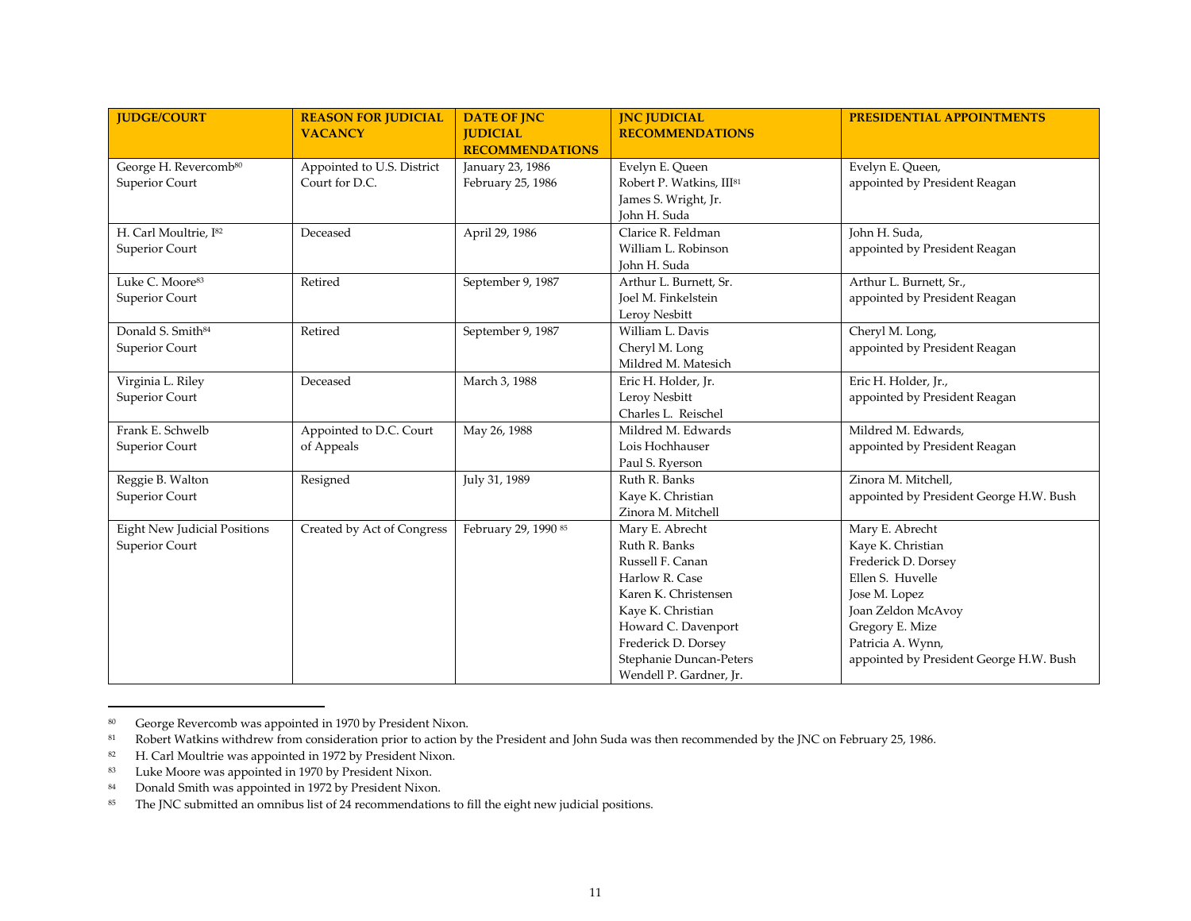| JUDGE/COURT | REASON FOR JUDICIAL VACANCY | DATE OF JNC JUDICIAL RECOMMENDATIONS | JNC JUDICIAL RECOMMENDATIONS | PRESIDENTIAL APPOINTMENTS |
|---|---|---|---|---|
| George H. Revercomb[80]<br>Superior Court | Appointed to U.S. District Court for D.C. | January 23, 1986<br>February 25, 1986 | Evelyn E. Queen<br>Robert P. Watkins, III[81]<br>James S. Wright, Jr.<br>John H. Suda | Evelyn E. Queen,<br>appointed by President Reagan |
| H. Carl Moultrie, I[82]<br>Superior Court | Deceased | April 29, 1986 | Clarice R. Feldman<br>William L. Robinson<br>John H. Suda | John H. Suda,<br>appointed by President Reagan |
| Luke C. Moore[83]<br>Superior Court | Retired | September 9, 1987 | Arthur L. Burnett, Sr.<br>Joel M. Finkelstein<br>Leroy Nesbitt | Arthur L. Burnett, Sr.,<br>appointed by President Reagan |
| Donald S. Smith[84]<br>Superior Court | Retired | September 9, 1987 | William L. Davis<br>Cheryl M. Long<br>Mildred M. Matesich | Cheryl M. Long,<br>appointed by President Reagan |
| Virginia L. Riley<br>Superior Court | Deceased | March 3, 1988 | Eric H. Holder, Jr.<br>Leroy Nesbitt<br>Charles L. Reischel | Eric H. Holder, Jr.,<br>appointed by President Reagan |
| Frank E. Schwelb<br>Superior Court | Appointed to D.C. Court of Appeals | May 26, 1988 | Mildred M. Edwards<br>Lois Hochhauser<br>Paul S. Ryerson | Mildred M. Edwards,<br>appointed by President Reagan |
| Reggie B. Walton<br>Superior Court | Resigned | July 31, 1989 | Ruth R. Banks<br>Kaye K. Christian<br>Zinora M. Mitchell | Zinora M. Mitchell,<br>appointed by President George H.W. Bush |
| Eight New Judicial Positions<br>Superior Court | Created by Act of Congress | February 29, 1990 [85] | Mary E. Abrecht<br>Ruth R. Banks<br>Russell F. Canan<br>Harlow R. Case<br>Karen K. Christensen<br>Kaye K. Christian<br>Howard C. Davenport<br>Frederick D. Dorsey<br>Stephanie Duncan-Peters<br>Wendell P. Gardner, Jr. | Mary E. Abrecht<br>Kaye K. Christian<br>Frederick D. Dorsey<br>Ellen S. Huvelle<br>Jose M. Lopez<br>Joan Zeldon McAvoy<br>Gregory E. Mize<br>Patricia A. Wynn,<br>appointed by President George H.W. Bush |

[80] George Revercomb was appointed in 1970 by President Nixon.

[81] Robert Watkins withdrew from consideration prior to action by the President and John Suda was then recommended by the JNC on February 25, 1986.

[82] H. Carl Moultrie was appointed in 1972 by President Nixon.

[83] Luke Moore was appointed in 1970 by President Nixon.

[84] Donald Smith was appointed in 1972 by President Nixon.

[85] The JNC submitted an omnibus list of 24 recommendations to fill the eight new judicial positions.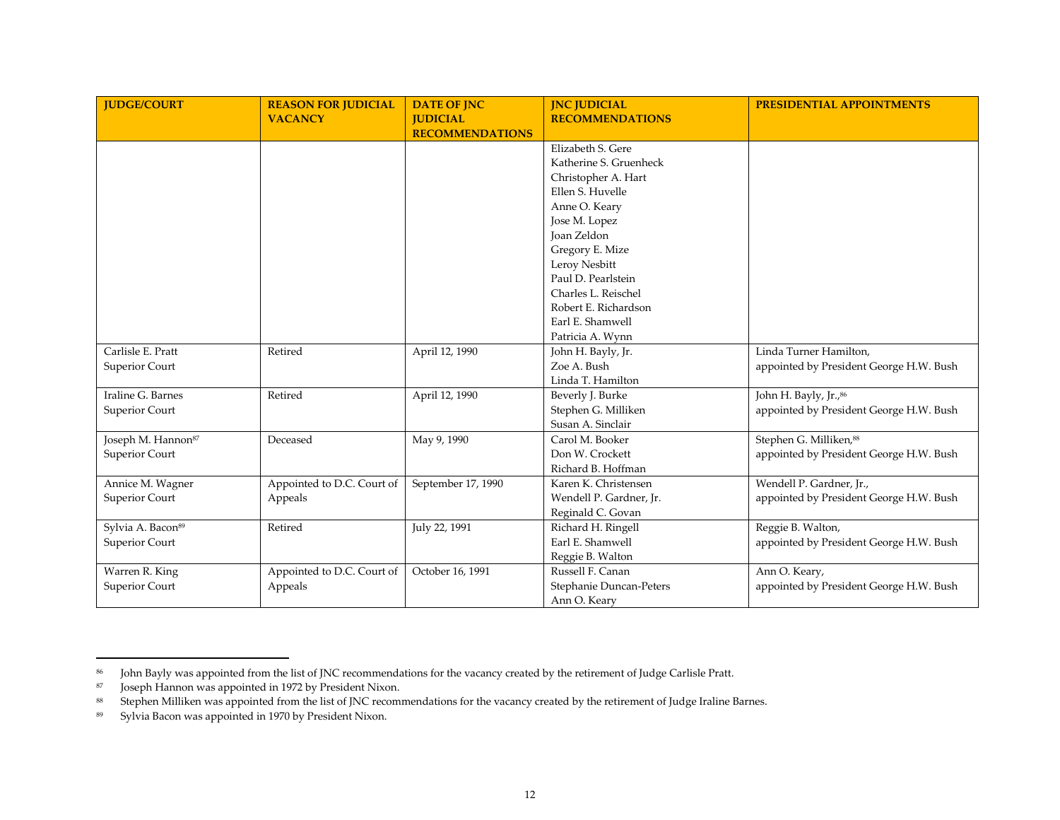| JUDGE/COURT | REASON FOR JUDICIAL VACANCY | DATE OF JNC JUDICIAL RECOMMENDATIONS | JNC JUDICIAL RECOMMENDATIONS | PRESIDENTIAL APPOINTMENTS |
|---|---|---|---|---|
| | | | Elizabeth S. Gere<br>Katherine S. Gruenheck<br>Christopher A. Hart<br>Ellen S. Huvelle<br>Anne O. Keary<br>Jose M. Lopez<br>Joan Zeldon<br>Gregory E. Mize<br>Leroy Nesbitt<br>Paul D. Pearlstein<br>Charles L. Reischel<br>Robert E. Richardson<br>Earl E. Shamwell<br>Patricia A. Wynn | |
| Carlisle E. Pratt<br>Superior Court | Retired | April 12, 1990 | John H. Bayly, Jr.<br>Zoe A. Bush<br>Linda T. Hamilton | Linda Turner Hamilton,<br>appointed by President George H.W. Bush |
| Iraline G. Barnes<br>Superior Court | Retired | April 12, 1990 | Beverly J. Burke<br>Stephen G. Milliken<br>Susan A. Sinclair | John H. Bayly, Jr.,[86]<br>appointed by President George H.W. Bush |
| Joseph M. Hannon[87]<br>Superior Court | Deceased | May 9, 1990 | Carol M. Booker<br>Don W. Crockett<br>Richard B. Hoffman | Stephen G. Milliken,[88]<br>appointed by President George H.W. Bush |
| Annice M. Wagner<br>Superior Court | Appointed to D.C. Court of Appeals | September 17, 1990 | Karen K. Christensen<br>Wendell P. Gardner, Jr.<br>Reginald C. Govan | Wendell P. Gardner, Jr.,<br>appointed by President George H.W. Bush |
| Sylvia A. Bacon[89]<br>Superior Court | Retired | July 22, 1991 | Richard H. Ringell<br>Earl E. Shamwell<br>Reggie B. Walton | Reggie B. Walton,<br>appointed by President George H.W. Bush |
| Warren R. King<br>Superior Court | Appointed to D.C. Court of Appeals | October 16, 1991 | Russell F. Canan<br>Stephanie Duncan-Peters<br>Ann O. Keary | Ann O. Keary,<br>appointed by President George H.W. Bush |

[86] John Bayly was appointed from the list of JNC recommendations for the vacancy created by the retirement of Judge Carlisle Pratt.

[87] Joseph Hannon was appointed in 1972 by President Nixon.

[88] Stephen Milliken was appointed from the list of JNC recommendations for the vacancy created by the retirement of Judge Iraline Barnes.

[89] Sylvia Bacon was appointed in 1970 by President Nixon.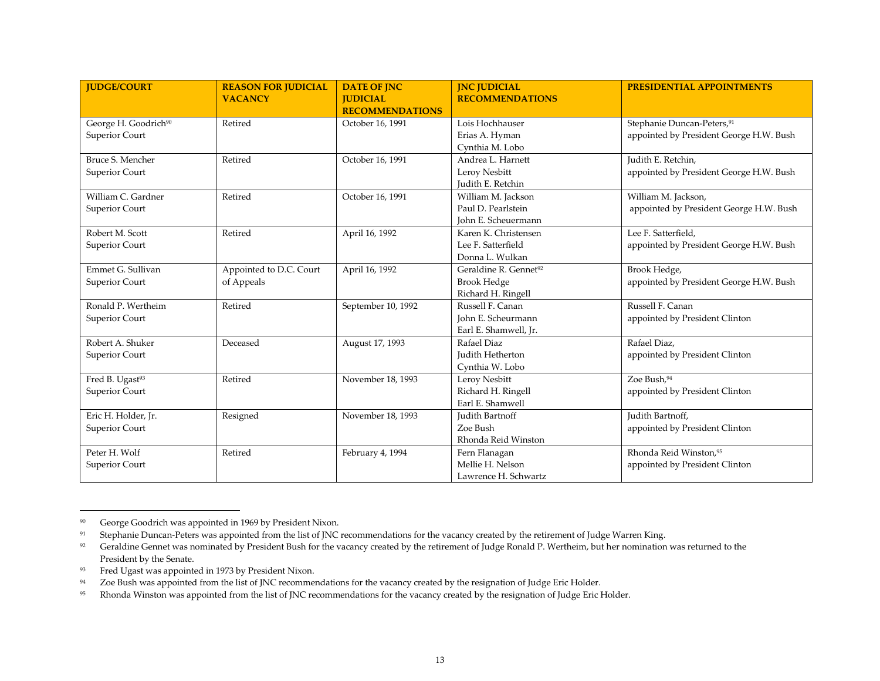| JUDGE/COURT | REASON FOR JUDICIAL VACANCY | DATE OF JNC JUDICIAL RECOMMENDATIONS | JNC JUDICIAL RECOMMENDATIONS | PRESIDENTIAL APPOINTMENTS |
|---|---|---|---|---|
| George H. Goodrich[90]<br>Superior Court | Retired | October 16, 1991 | Lois Hochhauser<br>Erias A. Hyman<br>Cynthia M. Lobo | Stephanie Duncan-Peters,[91]<br>appointed by President George H.W. Bush |
| Bruce S. Mencher<br>Superior Court | Retired | October 16, 1991 | Andrea L. Harnett<br>Leroy Nesbitt<br>Judith E. Retchin | Judith E. Retchin,<br>appointed by President George H.W. Bush |
| William C. Gardner<br>Superior Court | Retired | October 16, 1991 | William M. Jackson<br>Paul D. Pearlstein<br>John E. Scheuermann | William M. Jackson,<br>appointed by President George H.W. Bush |
| Robert M. Scott<br>Superior Court | Retired | April 16, 1992 | Karen K. Christensen<br>Lee F. Satterfield<br>Donna L. Wulkan | Lee F. Satterfield,<br>appointed by President George H.W. Bush |
| Emmet G. Sullivan<br>Superior Court | Appointed to D.C. Court of Appeals | April 16, 1992 | Geraldine R. Gennet[92]<br>Brook Hedge<br>Richard H. Ringell | Brook Hedge,<br>appointed by President George H.W. Bush |
| Ronald P. Wertheim<br>Superior Court | Retired | September 10, 1992 | Russell F. Canan<br>John E. Scheurmann<br>Earl E. Shamwell, Jr. | Russell F. Canan<br>appointed by President Clinton |
| Robert A. Shuker<br>Superior Court | Deceased | August 17, 1993 | Rafael Diaz<br>Judith Hetherton<br>Cynthia W. Lobo | Rafael Diaz,<br>appointed by President Clinton |
| Fred B. Ugast[93]<br>Superior Court | Retired | November 18, 1993 | Leroy Nesbitt<br>Richard H. Ringell<br>Earl E. Shamwell | Zoe Bush,[94]<br>appointed by President Clinton |
| Eric H. Holder, Jr.<br>Superior Court | Resigned | November 18, 1993 | Judith Bartnoff<br>Zoe Bush<br>Rhonda Reid Winston | Judith Bartnoff,<br>appointed by President Clinton |
| Peter H. Wolf<br>Superior Court | Retired | February 4, 1994 | Fern Flanagan<br>Mellie H. Nelson<br>Lawrence H. Schwartz | Rhonda Reid Winston,[95]<br>appointed by President Clinton |

---

[90] George Goodrich was appointed in 1969 by President Nixon.

[91] Stephanie Duncan-Peters was appointed from the list of JNC recommendations for the vacancy created by the retirement of Judge Warren King.

[92] Geraldine Gennet was nominated by President Bush for the vacancy created by the retirement of Judge Ronald P. Wertheim, but her nomination was returned to the President by the Senate.

[93] Fred Ugast was appointed in 1973 by President Nixon.

[94] Zoe Bush was appointed from the list of JNC recommendations for the vacancy created by the resignation of Judge Eric Holder.

[95] Rhonda Winston was appointed from the list of JNC recommendations for the vacancy created by the resignation of Judge Eric Holder.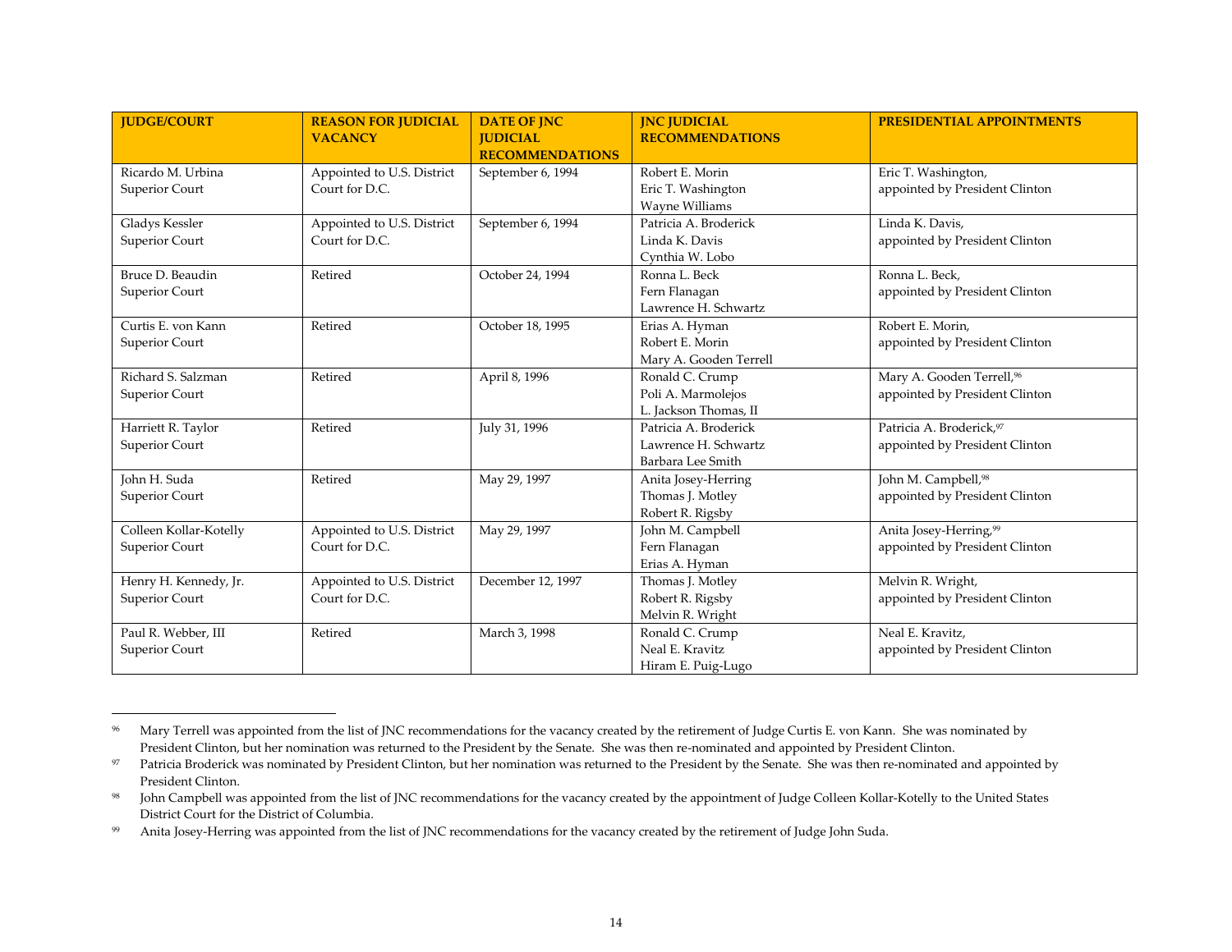| JUDGE/COURT | REASON FOR JUDICIAL VACANCY | DATE OF JNC JUDICIAL RECOMMENDATIONS | JNC JUDICIAL RECOMMENDATIONS | PRESIDENTIAL APPOINTMENTS |
|---|---|---|---|---|
| Ricardo M. Urbina<br>Superior Court | Appointed to U.S. District Court for D.C. | September 6, 1994 | Robert E. Morin<br>Eric T. Washington<br>Wayne Williams | Eric T. Washington,<br>appointed by President Clinton |
| Gladys Kessler<br>Superior Court | Appointed to U.S. District Court for D.C. | September 6, 1994 | Patricia A. Broderick<br>Linda K. Davis<br>Cynthia W. Lobo | Linda K. Davis,<br>appointed by President Clinton |
| Bruce D. Beaudin<br>Superior Court | Retired | October 24, 1994 | Ronna L. Beck<br>Fern Flanagan<br>Lawrence H. Schwartz | Ronna L. Beck,<br>appointed by President Clinton |
| Curtis E. von Kann<br>Superior Court | Retired | October 18, 1995 | Erias A. Hyman<br>Robert E. Morin<br>Mary A. Gooden Terrell | Robert E. Morin,<br>appointed by President Clinton |
| Richard S. Salzman<br>Superior Court | Retired | April 8, 1996 | Ronald C. Crump<br>Poli A. Marmolejos<br>L. Jackson Thomas, II | Mary A. Gooden Terrell,[96]<br>appointed by President Clinton |
| Harriett R. Taylor<br>Superior Court | Retired | July 31, 1996 | Patricia A. Broderick<br>Lawrence H. Schwartz<br>Barbara Lee Smith | Patricia A. Broderick,[97]<br>appointed by President Clinton |
| John H. Suda<br>Superior Court | Retired | May 29, 1997 | Anita Josey-Herring<br>Thomas J. Motley<br>Robert R. Rigsby | John M. Campbell,[98]<br>appointed by President Clinton |
| Colleen Kollar-Kotelly<br>Superior Court | Appointed to U.S. District Court for D.C. | May 29, 1997 | John M. Campbell<br>Fern Flanagan<br>Erias A. Hyman | Anita Josey-Herring,[99]<br>appointed by President Clinton |
| Henry H. Kennedy, Jr.<br>Superior Court | Appointed to U.S. District Court for D.C. | December 12, 1997 | Thomas J. Motley<br>Robert R. Rigsby<br>Melvin R. Wright | Melvin R. Wright,<br>appointed by President Clinton |
| Paul R. Webber, III<br>Superior Court | Retired | March 3, 1998 | Ronald C. Crump<br>Neal E. Kravitz<br>Hiram E. Puig-Lugo | Neal E. Kravitz,<br>appointed by President Clinton |

[96] Mary Terrell was appointed from the list of JNC recommendations for the vacancy created by the retirement of Judge Curtis E. von Kann. She was nominated by President Clinton, but her nomination was returned to the President by the Senate. She was then re-nominated and appointed by President Clinton.

[97] Patricia Broderick was nominated by President Clinton, but her nomination was returned to the President by the Senate. She was then re-nominated and appointed by President Clinton.

[98] John Campbell was appointed from the list of JNC recommendations for the vacancy created by the appointment of Judge Colleen Kollar-Kotelly to the United States District Court for the District of Columbia.

[99] Anita Josey-Herring was appointed from the list of JNC recommendations for the vacancy created by the retirement of Judge John Suda.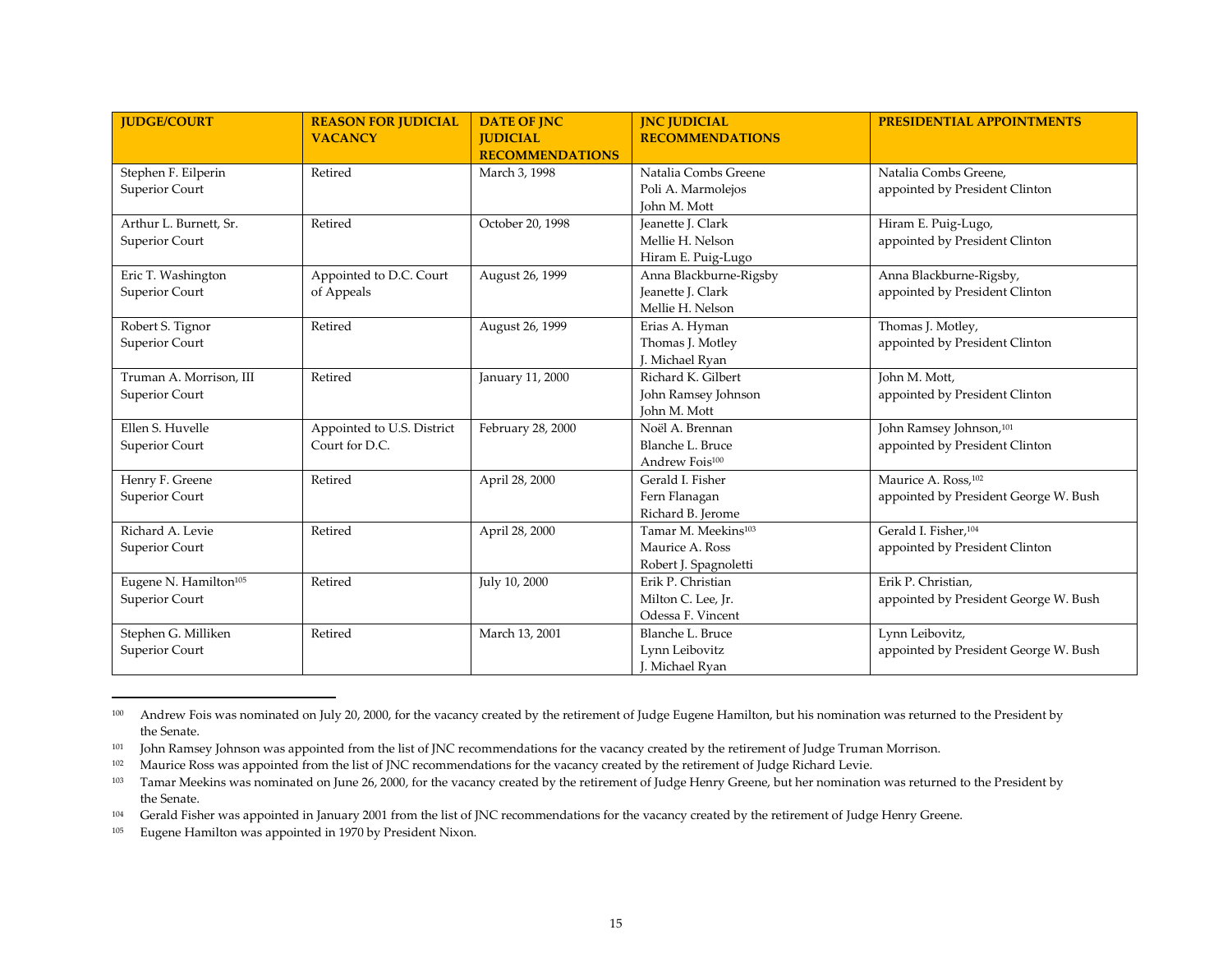| JUDGE/COURT | REASON FOR JUDICIAL VACANCY | DATE OF JNC JUDICIAL RECOMMENDATIONS | JNC JUDICIAL RECOMMENDATIONS | PRESIDENTIAL APPOINTMENTS |
|---|---|---|---|---|
| Stephen F. Eilperin<br>Superior Court | Retired | March 3, 1998 | Natalia Combs Greene<br>Poli A. Marmolejos<br>John M. Mott | Natalia Combs Greene,<br>appointed by President Clinton |
| Arthur L. Burnett, Sr.<br>Superior Court | Retired | October 20, 1998 | Jeanette J. Clark<br>Mellie H. Nelson<br>Hiram E. Puig-Lugo | Hiram E. Puig-Lugo,<br>appointed by President Clinton |
| Eric T. Washington<br>Superior Court | Appointed to D.C. Court of Appeals | August 26, 1999 | Anna Blackburne-Rigsby<br>Jeanette J. Clark<br>Mellie H. Nelson | Anna Blackburne-Rigsby,<br>appointed by President Clinton |
| Robert S. Tignor<br>Superior Court | Retired | August 26, 1999 | Erias A. Hyman<br>Thomas J. Motley<br>J. Michael Ryan | Thomas J. Motley,<br>appointed by President Clinton |
| Truman A. Morrison, III<br>Superior Court | Retired | January 11, 2000 | Richard K. Gilbert<br>John Ramsey Johnson<br>John M. Mott | John M. Mott,<br>appointed by President Clinton |
| Ellen S. Huvelle<br>Superior Court | Appointed to U.S. District Court for D.C. | February 28, 2000 | Noël A. Brennan<br>Blanche L. Bruce<br>Andrew Fois[100] | John Ramsey Johnson,[101]<br>appointed by President Clinton |
| Henry F. Greene<br>Superior Court | Retired | April 28, 2000 | Gerald I. Fisher<br>Fern Flanagan<br>Richard B. Jerome | Maurice A. Ross,[102]<br>appointed by President George W. Bush |
| Richard A. Levie<br>Superior Court | Retired | April 28, 2000 | Tamar M. Meekins[103]<br>Maurice A. Ross<br>Robert J. Spagnoletti | Gerald I. Fisher,[104]<br>appointed by President Clinton |
| Eugene N. Hamilton[105]<br>Superior Court | Retired | July 10, 2000 | Erik P. Christian<br>Milton C. Lee, Jr.<br>Odessa F. Vincent | Erik P. Christian,<br>appointed by President George W. Bush |
| Stephen G. Milliken<br>Superior Court | Retired | March 13, 2001 | Blanche L. Bruce<br>Lynn Leibovitz<br>J. Michael Ryan | Lynn Leibovitz,<br>appointed by President George W. Bush |

[100] Andrew Fois was nominated on July 20, 2000, for the vacancy created by the retirement of Judge Eugene Hamilton, but his nomination was returned to the President by the Senate.

[101] John Ramsey Johnson was appointed from the list of JNC recommendations for the vacancy created by the retirement of Judge Truman Morrison.

[102] Maurice Ross was appointed from the list of JNC recommendations for the vacancy created by the retirement of Judge Richard Levie.

[103] Tamar Meekins was nominated on June 26, 2000, for the vacancy created by the retirement of Judge Henry Greene, but her nomination was returned to the President by the Senate.

[104] Gerald Fisher was appointed in January 2001 from the list of JNC recommendations for the vacancy created by the retirement of Judge Henry Greene.

[105] Eugene Hamilton was appointed in 1970 by President Nixon.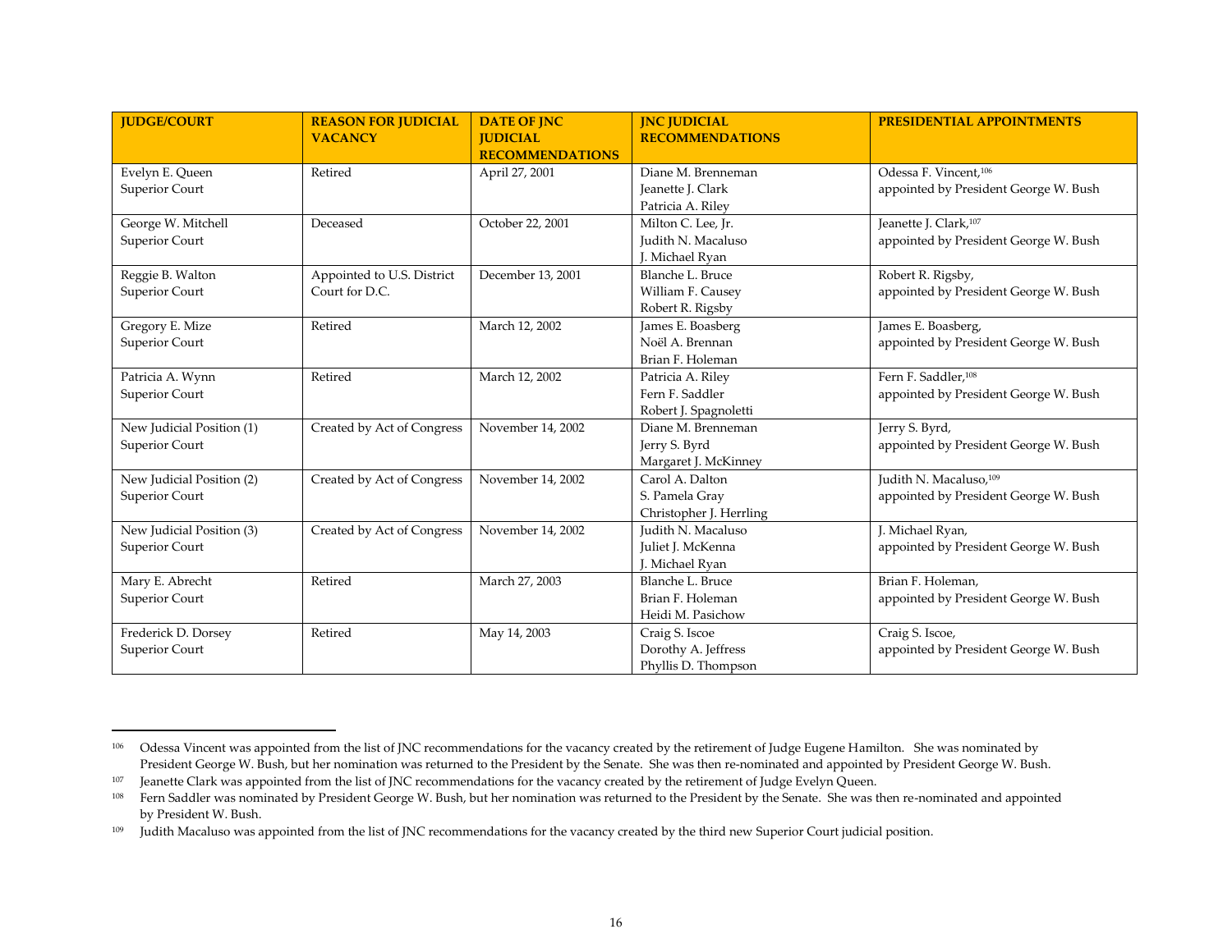| JUDGE/COURT | REASON FOR JUDICIAL VACANCY | DATE OF JNC JUDICIAL RECOMMENDATIONS | JNC JUDICIAL RECOMMENDATIONS | PRESIDENTIAL APPOINTMENTS |
|---|---|---|---|---|
| Evelyn E. Queen<br>Superior Court | Retired | April 27, 2001 | Diane M. Brenneman<br>Jeanette J. Clark<br>Patricia A. Riley | Odessa F. Vincent,[106]<br>appointed by President George W. Bush |
| George W. Mitchell<br>Superior Court | Deceased | October 22, 2001 | Milton C. Lee, Jr.<br>Judith N. Macaluso<br>J. Michael Ryan | Jeanette J. Clark,[107]<br>appointed by President George W. Bush |
| Reggie B. Walton<br>Superior Court | Appointed to U.S. District Court for D.C. | December 13, 2001 | Blanche L. Bruce<br>William F. Causey<br>Robert R. Rigsby | Robert R. Rigsby,<br>appointed by President George W. Bush |
| Gregory E. Mize<br>Superior Court | Retired | March 12, 2002 | James E. Boasberg<br>Noël A. Brennan<br>Brian F. Holeman | James E. Boasberg,<br>appointed by President George W. Bush |
| Patricia A. Wynn<br>Superior Court | Retired | March 12, 2002 | Patricia A. Riley<br>Fern F. Saddler<br>Robert J. Spagnoletti | Fern F. Saddler,[108]<br>appointed by President George W. Bush |
| New Judicial Position (1)<br>Superior Court | Created by Act of Congress | November 14, 2002 | Diane M. Brenneman<br>Jerry S. Byrd<br>Margaret J. McKinney | Jerry S. Byrd,<br>appointed by President George W. Bush |
| New Judicial Position (2)<br>Superior Court | Created by Act of Congress | November 14, 2002 | Carol A. Dalton<br>S. Pamela Gray<br>Christopher J. Herrling | Judith N. Macaluso,[109]<br>appointed by President George W. Bush |
| New Judicial Position (3)<br>Superior Court | Created by Act of Congress | November 14, 2002 | Judith N. Macaluso<br>Juliet J. McKenna<br>J. Michael Ryan | J. Michael Ryan,<br>appointed by President George W. Bush |
| Mary E. Abrecht<br>Superior Court | Retired | March 27, 2003 | Blanche L. Bruce<br>Brian F. Holeman<br>Heidi M. Pasichow | Brian F. Holeman,<br>appointed by President George W. Bush |
| Frederick D. Dorsey<br>Superior Court | Retired | May 14, 2003 | Craig S. Iscoe<br>Dorothy A. Jeffress<br>Phyllis D. Thompson | Craig S. Iscoe,<br>appointed by President George W. Bush |

[106] Odessa Vincent was appointed from the list of JNC recommendations for the vacancy created by the retirement of Judge Eugene Hamilton. She was nominated by President George W. Bush, but her nomination was returned to the President by the Senate. She was then re-nominated and appointed by President George W. Bush.

[107] Jeanette Clark was appointed from the list of JNC recommendations for the vacancy created by the retirement of Judge Evelyn Queen.

[108] Fern Saddler was nominated by President George W. Bush, but her nomination was returned to the President by the Senate. She was then re-nominated and appointed by President W. Bush.

[109] Judith Macaluso was appointed from the list of JNC recommendations for the vacancy created by the third new Superior Court judicial position.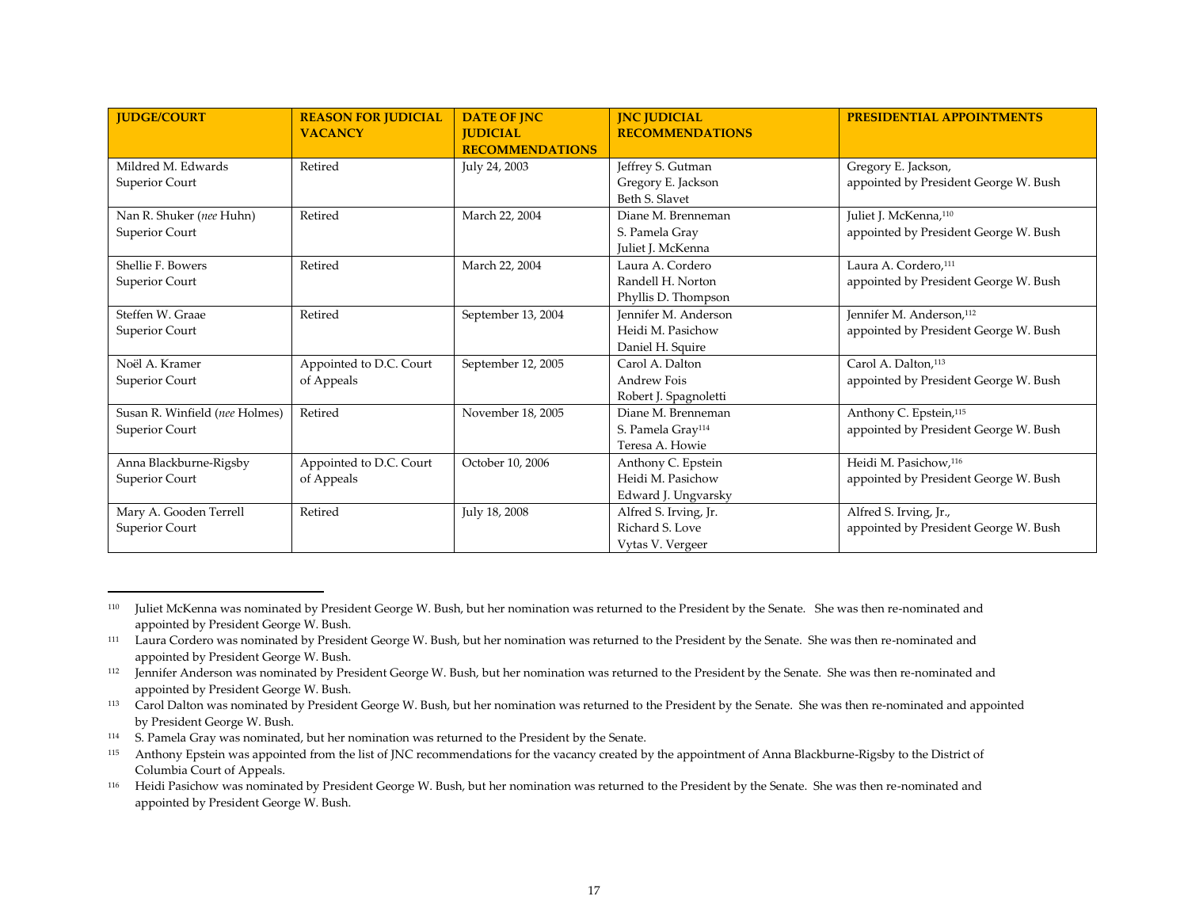| JUDGE/COURT | REASON FOR JUDICIAL VACANCY | DATE OF JNC JUDICIAL RECOMMENDATIONS | JNC JUDICIAL RECOMMENDATIONS | PRESIDENTIAL APPOINTMENTS |
|---|---|---|---|---|
| Mildred M. Edwards<br>Superior Court | Retired | July 24, 2003 | Jeffrey S. Gutman<br>Gregory E. Jackson<br>Beth S. Slavet | Gregory E. Jackson,<br>appointed by President George W. Bush |
| Nan R. Shuker (*nee* Huhn)<br>Superior Court | Retired | March 22, 2004 | Diane M. Brenneman<br>S. Pamela Gray<br>Juliet J. McKenna | Juliet J. McKenna,[110]<br>appointed by President George W. Bush |
| Shellie F. Bowers<br>Superior Court | Retired | March 22, 2004 | Laura A. Cordero<br>Randell H. Norton<br>Phyllis D. Thompson | Laura A. Cordero,[111]<br>appointed by President George W. Bush |
| Steffen W. Graae<br>Superior Court | Retired | September 13, 2004 | Jennifer M. Anderson<br>Heidi M. Pasichow<br>Daniel H. Squire | Jennifer M. Anderson,[112]<br>appointed by President George W. Bush |
| Noël A. Kramer<br>Superior Court | Appointed to D.C. Court of Appeals | September 12, 2005 | Carol A. Dalton<br>Andrew Fois<br>Robert J. Spagnoletti | Carol A. Dalton,[113]<br>appointed by President George W. Bush |
| Susan R. Winfield (*nee* Holmes)<br>Superior Court | Retired | November 18, 2005 | Diane M. Brenneman<br>S. Pamela Gray[114]<br>Teresa A. Howie | Anthony C. Epstein,[115]<br>appointed by President George W. Bush |
| Anna Blackburne-Rigsby<br>Superior Court | Appointed to D.C. Court of Appeals | October 10, 2006 | Anthony C. Epstein<br>Heidi M. Pasichow<br>Edward J. Ungvarsky | Heidi M. Pasichow,[116]<br>appointed by President George W. Bush |
| Mary A. Gooden Terrell<br>Superior Court | Retired | July 18, 2008 | Alfred S. Irving, Jr.<br>Richard S. Love<br>Vytas V. Vergeer | Alfred S. Irving, Jr.,<br>appointed by President George W. Bush |

[110] Juliet McKenna was nominated by President George W. Bush, but her nomination was returned to the President by the Senate. She was then re-nominated and appointed by President George W. Bush.

[111] Laura Cordero was nominated by President George W. Bush, but her nomination was returned to the President by the Senate. She was then re-nominated and appointed by President George W. Bush.

[112] Jennifer Anderson was nominated by President George W. Bush, but her nomination was returned to the President by the Senate. She was then re-nominated and appointed by President George W. Bush.

[113] Carol Dalton was nominated by President George W. Bush, but her nomination was returned to the President by the Senate. She was then re-nominated and appointed by President George W. Bush.

[114] S. Pamela Gray was nominated, but her nomination was returned to the President by the Senate.

[115] Anthony Epstein was appointed from the list of JNC recommendations for the vacancy created by the appointment of Anna Blackburne-Rigsby to the District of Columbia Court of Appeals.

[116] Heidi Pasichow was nominated by President George W. Bush, but her nomination was returned to the President by the Senate. She was then re-nominated and appointed by President George W. Bush.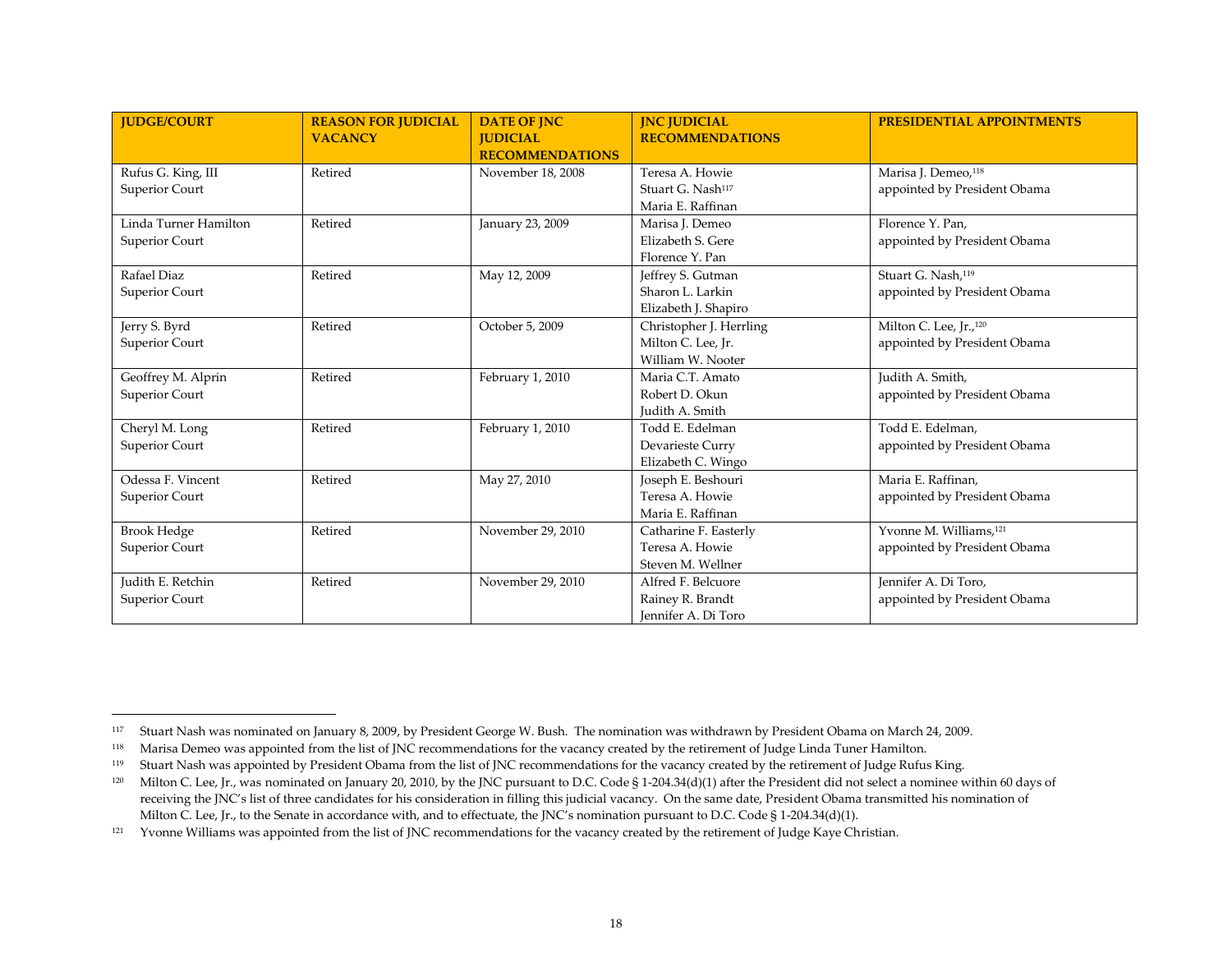| JUDGE/COURT | REASON FOR JUDICIAL VACANCY | DATE OF JNC JUDICIAL RECOMMENDATIONS | JNC JUDICIAL RECOMMENDATIONS | PRESIDENTIAL APPOINTMENTS |
|---|---|---|---|---|
| Rufus G. King, III<br>Superior Court | Retired | November 18, 2008 | Teresa A. Howie<br>Stuart G. Nash[117]<br>Maria E. Raffinan | Marisa J. Demeo,[118]<br>appointed by President Obama |
| Linda Turner Hamilton<br>Superior Court | Retired | January 23, 2009 | Marisa J. Demeo<br>Elizabeth S. Gere<br>Florence Y. Pan | Florence Y. Pan,<br>appointed by President Obama |
| Rafael Diaz<br>Superior Court | Retired | May 12, 2009 | Jeffrey S. Gutman<br>Sharon L. Larkin<br>Elizabeth J. Shapiro | Stuart G. Nash,[119]<br>appointed by President Obama |
| Jerry S. Byrd<br>Superior Court | Retired | October 5, 2009 | Christopher J. Herrling<br>Milton C. Lee, Jr.<br>William W. Nooter | Milton C. Lee, Jr.,[120]<br>appointed by President Obama |
| Geoffrey M. Alprin<br>Superior Court | Retired | February 1, 2010 | Maria C.T. Amato<br>Robert D. Okun<br>Judith A. Smith | Judith A. Smith,<br>appointed by President Obama |
| Cheryl M. Long<br>Superior Court | Retired | February 1, 2010 | Todd E. Edelman<br>Devarieste Curry<br>Elizabeth C. Wingo | Todd E. Edelman,<br>appointed by President Obama |
| Odessa F. Vincent<br>Superior Court | Retired | May 27, 2010 | Joseph E. Beshouri<br>Teresa A. Howie<br>Maria E. Raffinan | Maria E. Raffinan,<br>appointed by President Obama |
| Brook Hedge<br>Superior Court | Retired | November 29, 2010 | Catharine F. Easterly<br>Teresa A. Howie<br>Steven M. Wellner | Yvonne M. Williams,[121]<br>appointed by President Obama |
| Judith E. Retchin<br>Superior Court | Retired | November 29, 2010 | Alfred F. Belcuore<br>Rainey R. Brandt<br>Jennifer A. Di Toro | Jennifer A. Di Toro,<br>appointed by President Obama |

[117] Stuart Nash was nominated on January 8, 2009, by President George W. Bush. The nomination was withdrawn by President Obama on March 24, 2009.

[118] Marisa Demeo was appointed from the list of JNC recommendations for the vacancy created by the retirement of Judge Linda Tuner Hamilton.

[119] Stuart Nash was appointed by President Obama from the list of JNC recommendations for the vacancy created by the retirement of Judge Rufus King.

[120] Milton C. Lee, Jr., was nominated on January 20, 2010, by the JNC pursuant to D.C. Code § 1-204.34(d)(1) after the President did not select a nominee within 60 days of receiving the JNC's list of three candidates for his consideration in filling this judicial vacancy. On the same date, President Obama transmitted his nomination of Milton C. Lee, Jr., to the Senate in accordance with, and to effectuate, the JNC's nomination pursuant to D.C. Code § 1-204.34(d)(1).

[121] Yvonne Williams was appointed from the list of JNC recommendations for the vacancy created by the retirement of Judge Kaye Christian.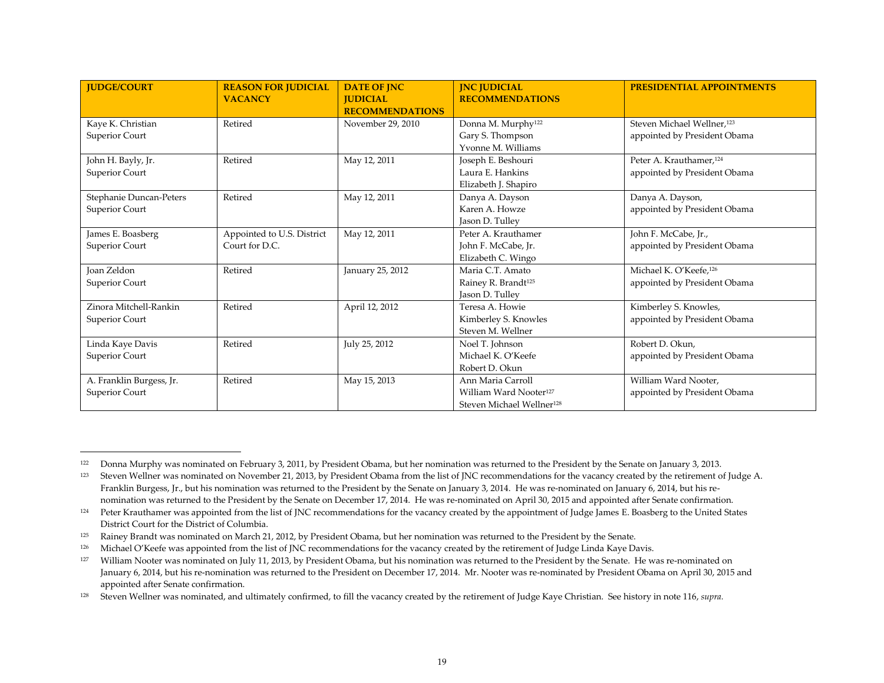| JUDGE/COURT | REASON FOR JUDICIAL VACANCY | DATE OF JNC JUDICIAL RECOMMENDATIONS | JNC JUDICIAL RECOMMENDATIONS | PRESIDENTIAL APPOINTMENTS |
|---|---|---|---|---|
| Kaye K. Christian<br>Superior Court | Retired | November 29, 2010 | Donna M. Murphy[122]<br>Gary S. Thompson<br>Yvonne M. Williams | Steven Michael Wellner,[123]<br>appointed by President Obama |
| John H. Bayly, Jr.<br>Superior Court | Retired | May 12, 2011 | Joseph E. Beshouri<br>Laura E. Hankins<br>Elizabeth J. Shapiro | Peter A. Krauthamer,[124]<br>appointed by President Obama |
| Stephanie Duncan-Peters<br>Superior Court | Retired | May 12, 2011 | Danya A. Dayson<br>Karen A. Howze<br>Jason D. Tulley | Danya A. Dayson,<br>appointed by President Obama |
| James E. Boasberg<br>Superior Court | Appointed to U.S. District Court for D.C. | May 12, 2011 | Peter A. Krauthamer<br>John F. McCabe, Jr.<br>Elizabeth C. Wingo | John F. McCabe, Jr.,<br>appointed by President Obama |
| Joan Zeldon<br>Superior Court | Retired | January 25, 2012 | Maria C.T. Amato<br>Rainey R. Brandt[125]<br>Jason D. Tulley | Michael K. O'Keefe,[126]<br>appointed by President Obama |
| Zinora Mitchell-Rankin<br>Superior Court | Retired | April 12, 2012 | Teresa A. Howie<br>Kimberley S. Knowles<br>Steven M. Wellner | Kimberley S. Knowles,<br>appointed by President Obama |
| Linda Kaye Davis<br>Superior Court | Retired | July 25, 2012 | Noel T. Johnson<br>Michael K. O'Keefe<br>Robert D. Okun | Robert D. Okun,<br>appointed by President Obama |
| A. Franklin Burgess, Jr.<br>Superior Court | Retired | May 15, 2013 | Ann Maria Carroll<br>William Ward Nooter[127]<br>Steven Michael Wellner[128] | William Ward Nooter,<br>appointed by President Obama |

---

[122] Donna Murphy was nominated on February 3, 2011, by President Obama, but her nomination was returned to the President by the Senate on January 3, 2013.

[123] Steven Wellner was nominated on November 21, 2013, by President Obama from the list of JNC recommendations for the vacancy created by the retirement of Judge A. Franklin Burgess, Jr., but his nomination was returned to the President by the Senate on January 3, 2014. He was re-nominated on January 6, 2014, but his re-nomination was returned to the President by the Senate on December 17, 2014. He was re-nominated on April 30, 2015 and appointed after Senate confirmation.

[124] Peter Krauthamer was appointed from the list of JNC recommendations for the vacancy created by the appointment of Judge James E. Boasberg to the United States District Court for the District of Columbia.

[125] Rainey Brandt was nominated on March 21, 2012, by President Obama, but her nomination was returned to the President by the Senate.

[126] Michael O'Keefe was appointed from the list of JNC recommendations for the vacancy created by the retirement of Judge Linda Kaye Davis.

[127] William Nooter was nominated on July 11, 2013, by President Obama, but his nomination was returned to the President by the Senate. He was re-nominated on January 6, 2014, but his re-nomination was returned to the President on December 17, 2014. Mr. Nooter was re-nominated by President Obama on April 30, 2015 and appointed after Senate confirmation.

[128] Steven Wellner was nominated, and ultimately confirmed, to fill the vacancy created by the retirement of Judge Kaye Christian. See history in note 116, *supra.*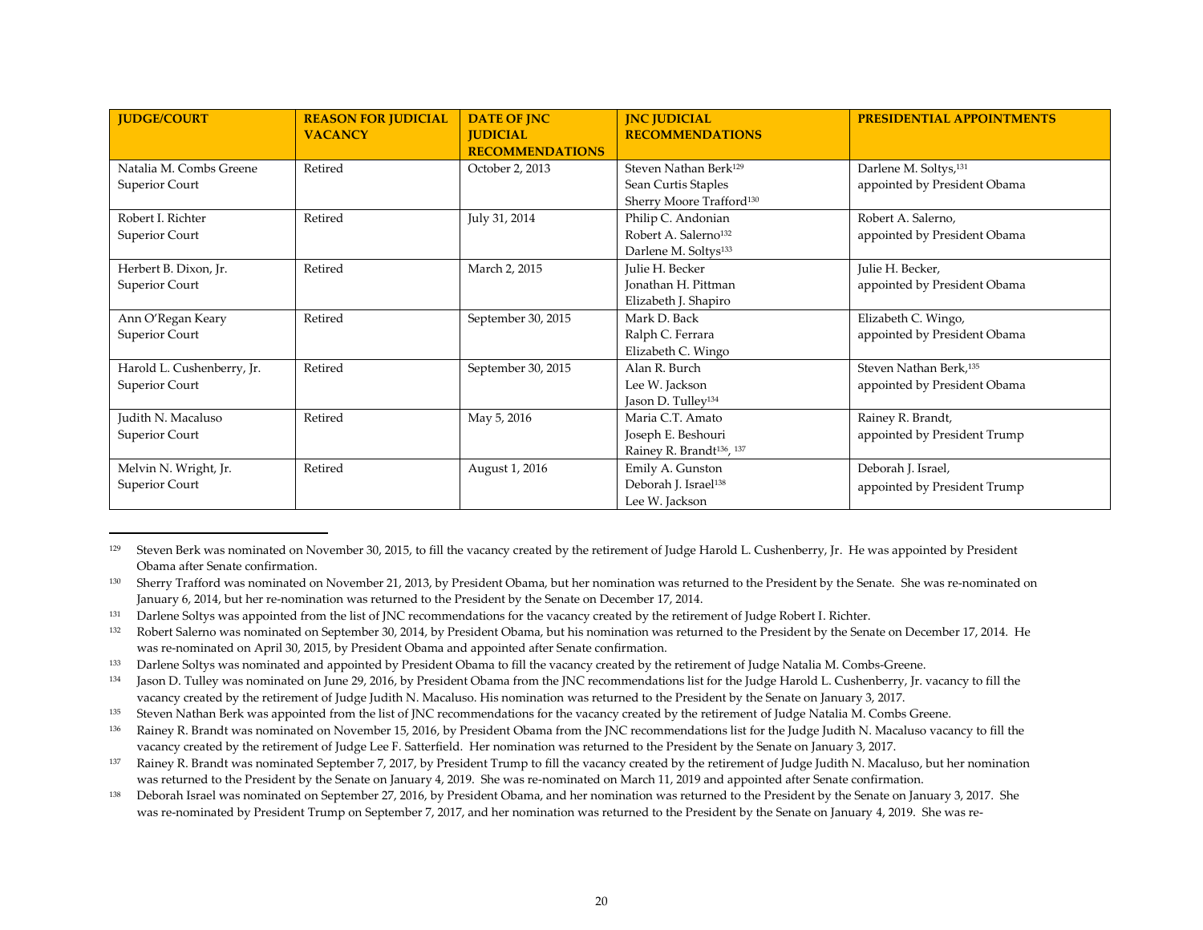| JUDGE/COURT | REASON FOR JUDICIAL VACANCY | DATE OF JNC JUDICIAL RECOMMENDATIONS | JNC JUDICIAL RECOMMENDATIONS | PRESIDENTIAL APPOINTMENTS |
|---|---|---|---|---|
| Natalia M. Combs Greene<br>Superior Court | Retired | October 2, 2013 | Steven Nathan Berk[129]<br>Sean Curtis Staples<br>Sherry Moore Trafford[130] | Darlene M. Soltys,[131]<br>appointed by President Obama |
| Robert I. Richter<br>Superior Court | Retired | July 31, 2014 | Philip C. Andonian<br>Robert A. Salerno[132]<br>Darlene M. Soltys[133] | Robert A. Salerno,<br>appointed by President Obama |
| Herbert B. Dixon, Jr.<br>Superior Court | Retired | March 2, 2015 | Julie H. Becker<br>Jonathan H. Pittman<br>Elizabeth J. Shapiro | Julie H. Becker,<br>appointed by President Obama |
| Ann O'Regan Keary<br>Superior Court | Retired | September 30, 2015 | Mark D. Back<br>Ralph C. Ferrara<br>Elizabeth C. Wingo | Elizabeth C. Wingo,<br>appointed by President Obama |
| Harold L. Cushenberry, Jr.<br>Superior Court | Retired | September 30, 2015 | Alan R. Burch<br>Lee W. Jackson<br>Jason D. Tulley[134] | Steven Nathan Berk,[135]<br>appointed by President Obama |
| Judith N. Macaluso<br>Superior Court | Retired | May 5, 2016 | Maria C.T. Amato<br>Joseph E. Beshouri<br>Rainey R. Brandt[136, 137] | Rainey R. Brandt,<br>appointed by President Trump |
| Melvin N. Wright, Jr.<br>Superior Court | Retired | August 1, 2016 | Emily A. Gunston<br>Deborah J. Israel[138]<br>Lee W. Jackson | Deborah J. Israel,<br>appointed by President Trump |

---

[129] Steven Berk was nominated on November 30, 2015, to fill the vacancy created by the retirement of Judge Harold L. Cushenberry, Jr. He was appointed by President Obama after Senate confirmation.

[130] Sherry Trafford was nominated on November 21, 2013, by President Obama, but her nomination was returned to the President by the Senate. She was re-nominated on January 6, 2014, but her re-nomination was returned to the President by the Senate on December 17, 2014.

[131] Darlene Soltys was appointed from the list of JNC recommendations for the vacancy created by the retirement of Judge Robert I. Richter.

[132] Robert Salerno was nominated on September 30, 2014, by President Obama, but his nomination was returned to the President by the Senate on December 17, 2014. He was re-nominated on April 30, 2015, by President Obama and appointed after Senate confirmation.

[133] Darlene Soltys was nominated and appointed by President Obama to fill the vacancy created by the retirement of Judge Natalia M. Combs-Greene.

[134] Jason D. Tulley was nominated on June 29, 2016, by President Obama from the JNC recommendations list for the Judge Harold L. Cushenberry, Jr. vacancy to fill the vacancy created by the retirement of Judge Judith N. Macaluso. His nomination was returned to the President by the Senate on January 3, 2017.

[135] Steven Nathan Berk was appointed from the list of JNC recommendations for the vacancy created by the retirement of Judge Natalia M. Combs Greene.

[136] Rainey R. Brandt was nominated on November 15, 2016, by President Obama from the JNC recommendations list for the Judge Judith N. Macaluso vacancy to fill the vacancy created by the retirement of Judge Lee F. Satterfield. Her nomination was returned to the President by the Senate on January 3, 2017.

[137] Rainey R. Brandt was nominated September 7, 2017, by President Trump to fill the vacancy created by the retirement of Judge Judith N. Macaluso, but her nomination was returned to the President by the Senate on January 4, 2019. She was re-nominated on March 11, 2019 and appointed after Senate confirmation.

[138] Deborah Israel was nominated on September 27, 2016, by President Obama, and her nomination was returned to the President by the Senate on January 3, 2017. She was re-nominated by President Trump on September 7, 2017, and her nomination was returned to the President by the Senate on January 4, 2019. She was re-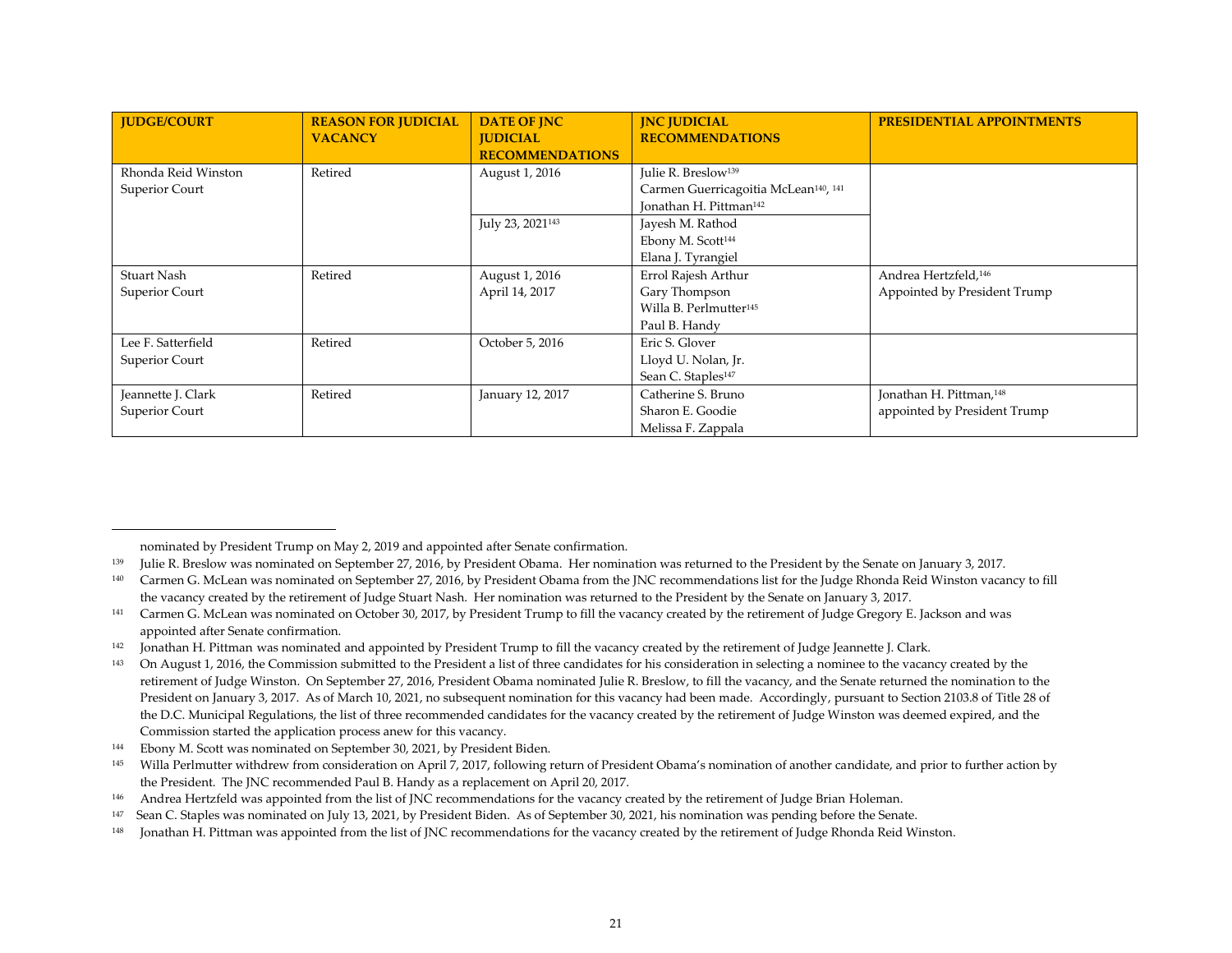| JUDGE/COURT | REASON FOR JUDICIAL VACANCY | DATE OF JNC JUDICIAL RECOMMENDATIONS | JNC JUDICIAL RECOMMENDATIONS | PRESIDENTIAL APPOINTMENTS |
|---|---|---|---|---|
| Rhonda Reid Winston<br>Superior Court | Retired | August 1, 2016 | Julie R. Breslow[139]<br>Carmen Guerricagoitia McLean[140, 141]<br>Jonathan H. Pittman[142] | |
| | | July 23, 2021[143] | Jayesh M. Rathod<br>Ebony M. Scott[144]<br>Elana J. Tyrangiel | |
| Stuart Nash<br>Superior Court | Retired | August 1, 2016<br>April 14, 2017 | Errol Rajesh Arthur<br>Gary Thompson<br>Willa B. Perlmutter[145]<br>Paul B. Handy | Andrea Hertzfeld,[146]<br>Appointed by President Trump |
| Lee F. Satterfield<br>Superior Court | Retired | October 5, 2016 | Eric S. Glover<br>Lloyd U. Nolan, Jr.<br>Sean C. Staples[147] | |
| Jeannette J. Clark<br>Superior Court | Retired | January 12, 2017 | Catherine S. Bruno<br>Sharon E. Goodie<br>Melissa F. Zappala | Jonathan H. Pittman,[148]<br>appointed by President Trump |

nominated by President Trump on May 2, 2019 and appointed after Senate confirmation.

[139] Julie R. Breslow was nominated on September 27, 2016, by President Obama. Her nomination was returned to the President by the Senate on January 3, 2017.

[140] Carmen G. McLean was nominated on September 27, 2016, by President Obama from the JNC recommendations list for the Judge Rhonda Reid Winston vacancy to fill the vacancy created by the retirement of Judge Stuart Nash. Her nomination was returned to the President by the Senate on January 3, 2017.

[141] Carmen G. McLean was nominated on October 30, 2017, by President Trump to fill the vacancy created by the retirement of Judge Gregory E. Jackson and was appointed after Senate confirmation.

[142] Jonathan H. Pittman was nominated and appointed by President Trump to fill the vacancy created by the retirement of Judge Jeannette J. Clark.

[143] On August 1, 2016, the Commission submitted to the President a list of three candidates for his consideration in selecting a nominee to the vacancy created by the retirement of Judge Winston. On September 27, 2016, President Obama nominated Julie R. Breslow, to fill the vacancy, and the Senate returned the nomination to the President on January 3, 2017. As of March 10, 2021, no subsequent nomination for this vacancy had been made. Accordingly, pursuant to Section 2103.8 of Title 28 of the D.C. Municipal Regulations, the list of three recommended candidates for the vacancy created by the retirement of Judge Winston was deemed expired, and the Commission started the application process anew for this vacancy.

[144] Ebony M. Scott was nominated on September 30, 2021, by President Biden.

[145] Willa Perlmutter withdrew from consideration on April 7, 2017, following return of President Obama's nomination of another candidate, and prior to further action by the President. The JNC recommended Paul B. Handy as a replacement on April 20, 2017.

[146] Andrea Hertzfeld was appointed from the list of JNC recommendations for the vacancy created by the retirement of Judge Brian Holeman.

[147] Sean C. Staples was nominated on July 13, 2021, by President Biden. As of September 30, 2021, his nomination was pending before the Senate.

[148] Jonathan H. Pittman was appointed from the list of JNC recommendations for the vacancy created by the retirement of Judge Rhonda Reid Winston.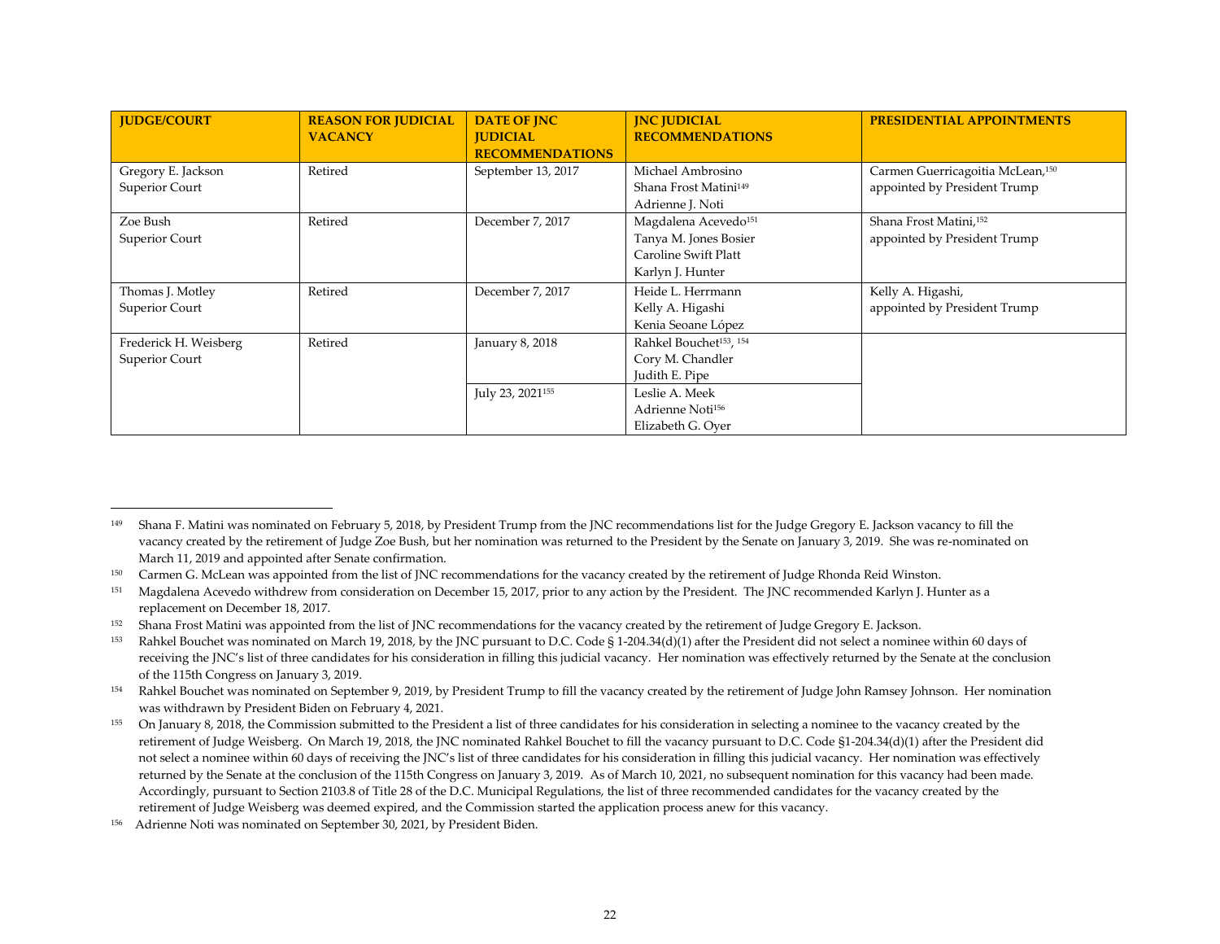| JUDGE/COURT | REASON FOR JUDICIAL VACANCY | DATE OF JNC JUDICIAL RECOMMENDATIONS | JNC JUDICIAL RECOMMENDATIONS | PRESIDENTIAL APPOINTMENTS |
|---|---|---|---|---|
| Gregory E. Jackson<br>Superior Court | Retired | September 13, 2017 | Michael Ambrosino<br>Shana Frost Matini[149]<br>Adrienne J. Noti | Carmen Guerricagoitia McLean,[150] appointed by President Trump |
| Zoe Bush<br>Superior Court | Retired | December 7, 2017 | Magdalena Acevedo[151]<br>Tanya M. Jones Bosier<br>Caroline Swift Platt<br>Karlyn J. Hunter | Shana Frost Matini,[152] appointed by President Trump |
| Thomas J. Motley<br>Superior Court | Retired | December 7, 2017 | Heide L. Herrmann<br>Kelly A. Higashi<br>Kenia Seoane López | Kelly A. Higashi, appointed by President Trump |
| Frederick H. Weisberg<br>Superior Court | Retired | January 8, 2018 | Rahkel Bouchet[153, 154]<br>Cory M. Chandler<br>Judith E. Pipe | |
| | | July 23, 2021[155] | Leslie A. Meek<br>Adrienne Noti[156]<br>Elizabeth G. Oyer | |

[149] Shana F. Matini was nominated on February 5, 2018, by President Trump from the JNC recommendations list for the Judge Gregory E. Jackson vacancy to fill the vacancy created by the retirement of Judge Zoe Bush, but her nomination was returned to the President by the Senate on January 3, 2019. She was re-nominated on March 11, 2019 and appointed after Senate confirmation.

[150] Carmen G. McLean was appointed from the list of JNC recommendations for the vacancy created by the retirement of Judge Rhonda Reid Winston.

[151] Magdalena Acevedo withdrew from consideration on December 15, 2017, prior to any action by the President. The JNC recommended Karlyn J. Hunter as a replacement on December 18, 2017.

[152] Shana Frost Matini was appointed from the list of JNC recommendations for the vacancy created by the retirement of Judge Gregory E. Jackson.

[153] Rahkel Bouchet was nominated on March 19, 2018, by the JNC pursuant to D.C. Code § 1-204.34(d)(1) after the President did not select a nominee within 60 days of receiving the JNC's list of three candidates for his consideration in filling this judicial vacancy. Her nomination was effectively returned by the Senate at the conclusion of the 115th Congress on January 3, 2019.

[154] Rahkel Bouchet was nominated on September 9, 2019, by President Trump to fill the vacancy created by the retirement of Judge John Ramsey Johnson. Her nomination was withdrawn by President Biden on February 4, 2021.

[155] On January 8, 2018, the Commission submitted to the President a list of three candidates for his consideration in selecting a nominee to the vacancy created by the retirement of Judge Weisberg. On March 19, 2018, the JNC nominated Rahkel Bouchet to fill the vacancy pursuant to D.C. Code §1-204.34(d)(1) after the President did not select a nominee within 60 days of receiving the JNC's list of three candidates for his consideration in filling this judicial vacancy. Her nomination was effectively returned by the Senate at the conclusion of the 115th Congress on January 3, 2019. As of March 10, 2021, no subsequent nomination for this vacancy had been made. Accordingly, pursuant to Section 2103.8 of Title 28 of the D.C. Municipal Regulations, the list of three recommended candidates for the vacancy created by the retirement of Judge Weisberg was deemed expired, and the Commission started the application process anew for this vacancy.

[156] Adrienne Noti was nominated on September 30, 2021, by President Biden.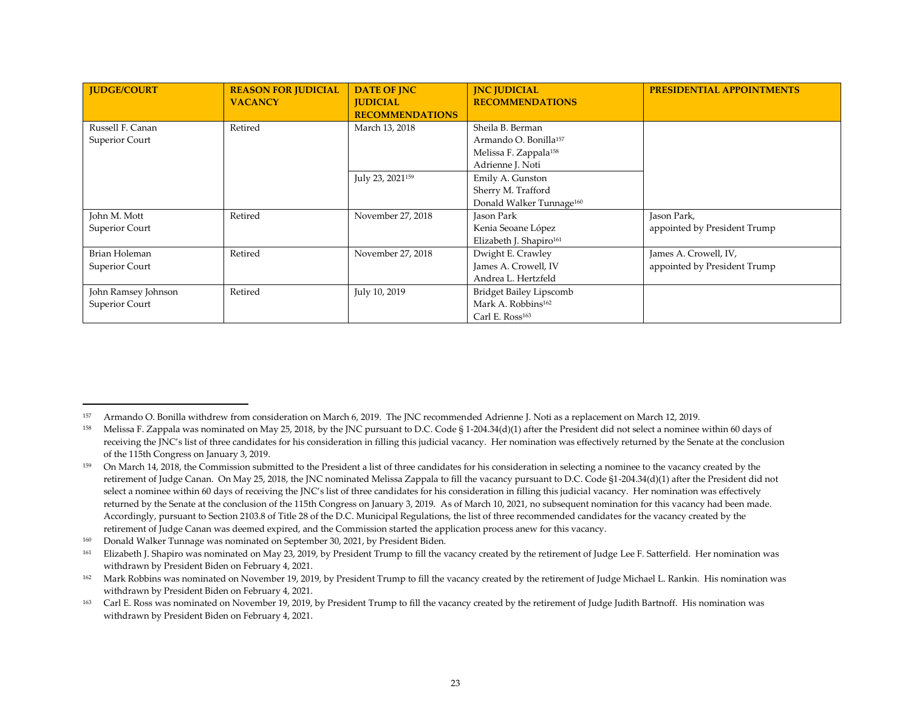| JUDGE/COURT | REASON FOR JUDICIAL VACANCY | DATE OF JNC JUDICIAL RECOMMENDATIONS | JNC JUDICIAL RECOMMENDATIONS | PRESIDENTIAL APPOINTMENTS |
|---|---|---|---|---|
| Russell F. Canan<br>Superior Court | Retired | March 13, 2018 | Sheila B. Berman<br>Armando O. Bonilla[157]<br>Melissa F. Zappala[158]<br>Adrienne J. Noti | |
| | | July 23, 2021[159] | Emily A. Gunston<br>Sherry M. Trafford<br>Donald Walker Tunnage[160] | |
| John M. Mott<br>Superior Court | Retired | November 27, 2018 | Jason Park<br>Kenia Seoane López<br>Elizabeth J. Shapiro[161] | Jason Park,<br>appointed by President Trump |
| Brian Holeman<br>Superior Court | Retired | November 27, 2018 | Dwight E. Crawley<br>James A. Crowell, IV<br>Andrea L. Hertzfeld | James A. Crowell, IV,<br>appointed by President Trump |
| John Ramsey Johnson<br>Superior Court | Retired | July 10, 2019 | Bridget Bailey Lipscomb<br>Mark A. Robbins[162]<br>Carl E. Ross[163] | |

[157] Armando O. Bonilla withdrew from consideration on March 6, 2019. The JNC recommended Adrienne J. Noti as a replacement on March 12, 2019.

[158] Melissa F. Zappala was nominated on May 25, 2018, by the JNC pursuant to D.C. Code § 1-204.34(d)(1) after the President did not select a nominee within 60 days of receiving the JNC's list of three candidates for his consideration in filling this judicial vacancy. Her nomination was effectively returned by the Senate at the conclusion of the 115th Congress on January 3, 2019.

[159] On March 14, 2018, the Commission submitted to the President a list of three candidates for his consideration in selecting a nominee to the vacancy created by the retirement of Judge Canan. On May 25, 2018, the JNC nominated Melissa Zappala to fill the vacancy pursuant to D.C. Code §1-204.34(d)(1) after the President did not select a nominee within 60 days of receiving the JNC's list of three candidates for his consideration in filling this judicial vacancy. Her nomination was effectively returned by the Senate at the conclusion of the 115th Congress on January 3, 2019. As of March 10, 2021, no subsequent nomination for this vacancy had been made. Accordingly, pursuant to Section 2103.8 of Title 28 of the D.C. Municipal Regulations, the list of three recommended candidates for the vacancy created by the retirement of Judge Canan was deemed expired, and the Commission started the application process anew for this vacancy.

[160] Donald Walker Tunnage was nominated on September 30, 2021, by President Biden.

[161] Elizabeth J. Shapiro was nominated on May 23, 2019, by President Trump to fill the vacancy created by the retirement of Judge Lee F. Satterfield. Her nomination was withdrawn by President Biden on February 4, 2021.

[162] Mark Robbins was nominated on November 19, 2019, by President Trump to fill the vacancy created by the retirement of Judge Michael L. Rankin. His nomination was withdrawn by President Biden on February 4, 2021.

[163] Carl E. Ross was nominated on November 19, 2019, by President Trump to fill the vacancy created by the retirement of Judge Judith Bartnoff. His nomination was withdrawn by President Biden on February 4, 2021.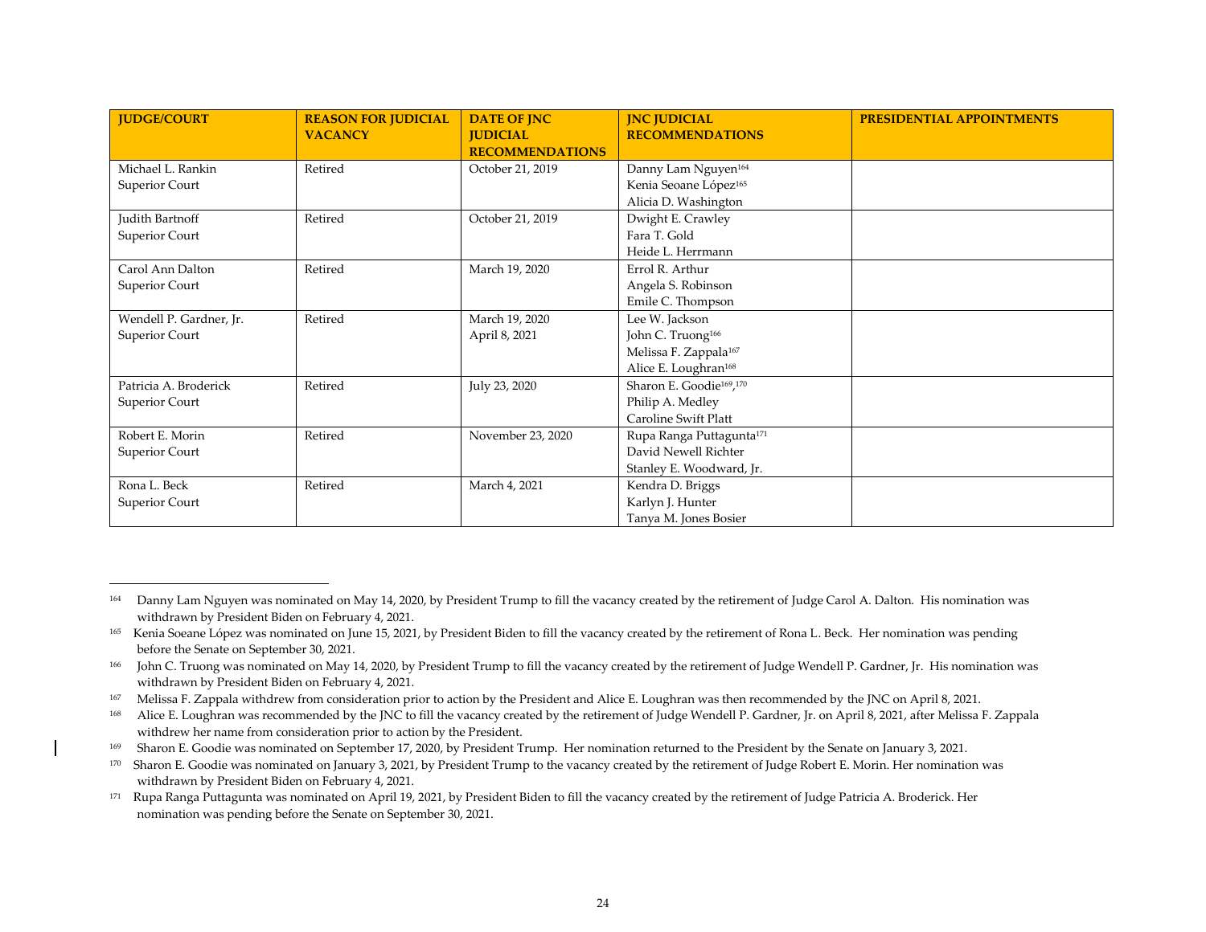| JUDGE/COURT | REASON FOR JUDICIAL VACANCY | DATE OF JNC JUDICIAL RECOMMENDATIONS | JNC JUDICIAL RECOMMENDATIONS | PRESIDENTIAL APPOINTMENTS |
|---|---|---|---|---|
| Michael L. Rankin<br>Superior Court | Retired | October 21, 2019 | Danny Lam Nguyen[164]<br>Kenia Seoane López[165]<br>Alicia D. Washington | |
| Judith Bartnoff<br>Superior Court | Retired | October 21, 2019 | Dwight E. Crawley<br>Fara T. Gold<br>Heide L. Herrmann | |
| Carol Ann Dalton<br>Superior Court | Retired | March 19, 2020 | Errol R. Arthur<br>Angela S. Robinson<br>Emile C. Thompson | |
| Wendell P. Gardner, Jr.<br>Superior Court | Retired | March 19, 2020<br>April 8, 2021 | Lee W. Jackson<br>John C. Truong[166]<br>Melissa F. Zappala[167]<br>Alice E. Loughran[168] | |
| Patricia A. Broderick<br>Superior Court | Retired | July 23, 2020 | Sharon E. Goodie[169],[170]<br>Philip A. Medley<br>Caroline Swift Platt | |
| Robert E. Morin<br>Superior Court | Retired | November 23, 2020 | Rupa Ranga Puttagunta[171]<br>David Newell Richter<br>Stanley E. Woodward, Jr. | |
| Rona L. Beck<br>Superior Court | Retired | March 4, 2021 | Kendra D. Briggs<br>Karlyn J. Hunter<br>Tanya M. Jones Bosier | |

---

[164] Danny Lam Nguyen was nominated on May 14, 2020, by President Trump to fill the vacancy created by the retirement of Judge Carol A. Dalton. His nomination was withdrawn by President Biden on February 4, 2021.

[165] Kenia Seoane López was nominated on June 15, 2021, by President Biden to fill the vacancy created by the retirement of Rona L. Beck. Her nomination was pending before the Senate on September 30, 2021.

[166] John C. Truong was nominated on May 14, 2020, by President Trump to fill the vacancy created by the retirement of Judge Wendell P. Gardner, Jr. His nomination was withdrawn by President Biden on February 4, 2021.

[167] Melissa F. Zappala withdrew from consideration prior to action by the President and Alice E. Loughran was then recommended by the JNC on April 8, 2021.

[168] Alice E. Loughran was recommended by the JNC to fill the vacancy created by the retirement of Judge Wendell P. Gardner, Jr. on April 8, 2021, after Melissa F. Zappala withdrew her name from consideration prior to action by the President.

[169] Sharon E. Goodie was nominated on September 17, 2020, by President Trump. Her nomination returned to the President by the Senate on January 3, 2021.

[170] Sharon E. Goodie was nominated on January 3, 2021, by President Trump to the vacancy created by the retirement of Judge Robert E. Morin. Her nomination was withdrawn by President Biden on February 4, 2021.

[171] Rupa Ranga Puttagunta was nominated on April 19, 2021, by President Biden to fill the vacancy created by the retirement of Judge Patricia A. Broderick. Her nomination was pending before the Senate on September 30, 2021.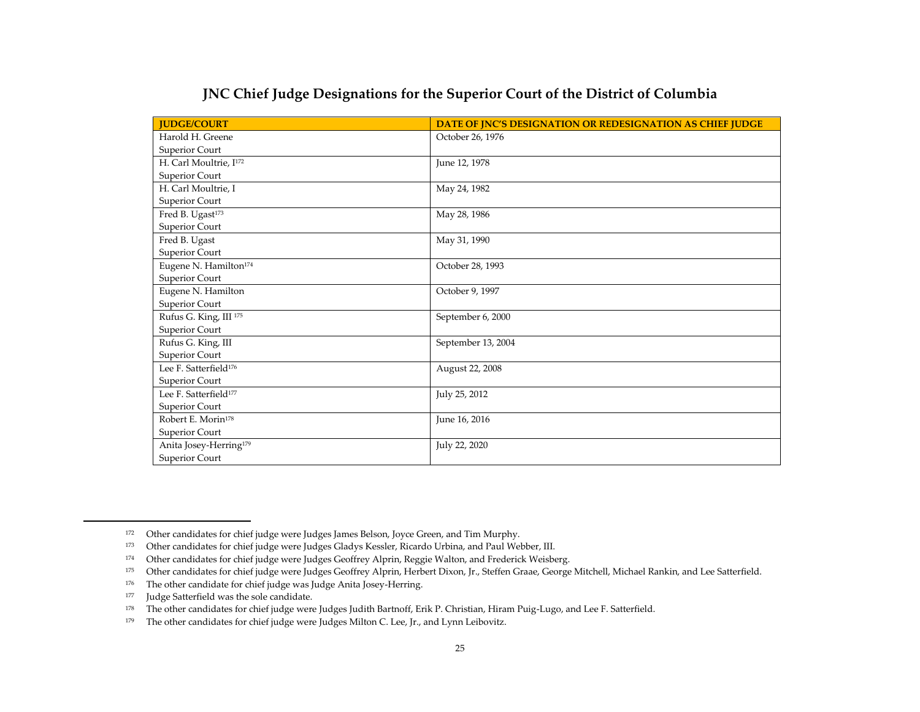# JNC Chief Judge Designations for the Superior Court of the District of Columbia

| JUDGE/COURT | DATE OF JNC'S DESIGNATION OR REDESIGNATION AS CHIEF JUDGE |
|---|---|
| Harold H. Greene<br>Superior Court | October 26, 1976 |
| H. Carl Moultrie, I[172]<br>Superior Court | June 12, 1978 |
| H. Carl Moultrie, I<br>Superior Court | May 24, 1982 |
| Fred B. Ugast[173]<br>Superior Court | May 28, 1986 |
| Fred B. Ugast<br>Superior Court | May 31, 1990 |
| Eugene N. Hamilton[174]<br>Superior Court | October 28, 1993 |
| Eugene N. Hamilton<br>Superior Court | October 9, 1997 |
| Rufus G. King, III [175]<br>Superior Court | September 6, 2000 |
| Rufus G. King, III<br>Superior Court | September 13, 2004 |
| Lee F. Satterfield[176]<br>Superior Court | August 22, 2008 |
| Lee F. Satterfield[177]<br>Superior Court | July 25, 2012 |
| Robert E. Morin[178]<br>Superior Court | June 16, 2016 |
| Anita Josey-Herring[179]<br>Superior Court | July 22, 2020 |

[172] Other candidates for chief judge were Judges James Belson, Joyce Green, and Tim Murphy.

[173] Other candidates for chief judge were Judges Gladys Kessler, Ricardo Urbina, and Paul Webber, III.

[174] Other candidates for chief judge were Judges Geoffrey Alprin, Reggie Walton, and Frederick Weisberg.

[175] Other candidates for chief judge were Judges Geoffrey Alprin, Herbert Dixon, Jr., Steffen Graae, George Mitchell, Michael Rankin, and Lee Satterfield.

[176] The other candidate for chief judge was Judge Anita Josey-Herring.

[177] Judge Satterfield was the sole candidate.

[178] The other candidates for chief judge were Judges Judith Bartnoff, Erik P. Christian, Hiram Puig-Lugo, and Lee F. Satterfield.

[179] The other candidates for chief judge were Judges Milton C. Lee, Jr., and Lynn Leibovitz.